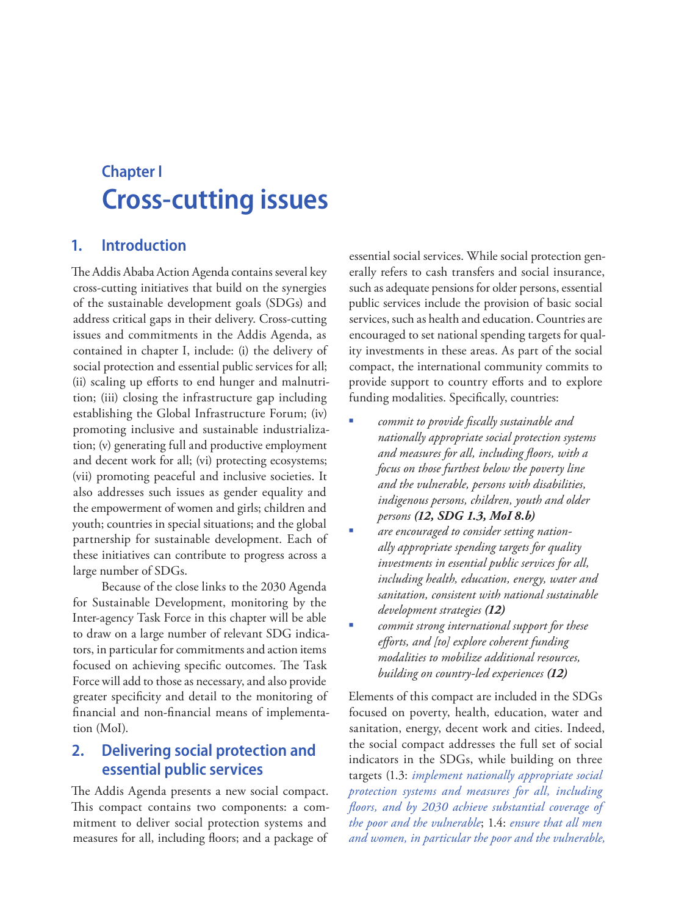# Chapter I
# Cross-cutting issues

## 1. Introduction

The Addis Ababa Action Agenda contains several key cross-cutting initiatives that build on the synergies of the sustainable development goals (SDGs) and address critical gaps in their delivery. Cross-cutting issues and commitments in the Addis Agenda, as contained in chapter I, include: (i) the delivery of social protection and essential public services for all; (ii) scaling up efforts to end hunger and malnutrition; (iii) closing the infrastructure gap including establishing the Global Infrastructure Forum; (iv) promoting inclusive and sustainable industrialization; (v) generating full and productive employment and decent work for all; (vi) protecting ecosystems; (vii) promoting peaceful and inclusive societies. It also addresses such issues as gender equality and the empowerment of women and girls; children and youth; countries in special situations; and the global partnership for sustainable development. Each of these initiatives can contribute to progress across a large number of SDGs.

Because of the close links to the 2030 Agenda for Sustainable Development, monitoring by the Inter-agency Task Force in this chapter will be able to draw on a large number of relevant SDG indicators, in particular for commitments and action items focused on achieving specific outcomes. The Task Force will add to those as necessary, and also provide greater specificity and detail to the monitoring of financial and non-financial means of implementation (MoI).

## 2. Delivering social protection and essential public services

The Addis Agenda presents a new social compact. This compact contains two components: a commitment to deliver social protection systems and measures for all, including floors; and a package of essential social services. While social protection generally refers to cash transfers and social insurance, such as adequate pensions for older persons, essential public services include the provision of basic social services, such as health and education. Countries are encouraged to set national spending targets for quality investments in these areas. As part of the social compact, the international community commits to provide support to country efforts and to explore funding modalities. Specifically, countries:

- *commit to provide fiscally sustainable and nationally appropriate social protection systems and measures for all, including floors, with a focus on those furthest below the poverty line and the vulnerable, persons with disabilities, indigenous persons, children, youth and older persons* ***(12, SDG 1.3, MoI 8.b)***
- *are encouraged to consider setting nationally appropriate spending targets for quality investments in essential public services for all, including health, education, energy, water and sanitation, consistent with national sustainable development strategies* ***(12)***
- *commit strong international support for these efforts, and [to] explore coherent funding modalities to mobilize additional resources, building on country-led experiences* ***(12)***

Elements of this compact are included in the SDGs focused on poverty, health, education, water and sanitation, energy, decent work and cities. Indeed, the social compact addresses the full set of social indicators in the SDGs, while building on three targets (1.3: *implement nationally appropriate social protection systems and measures for all, including floors, and by 2030 achieve substantial coverage of the poor and the vulnerable*; 1.4: *ensure that all men and women, in particular the poor and the vulnerable,*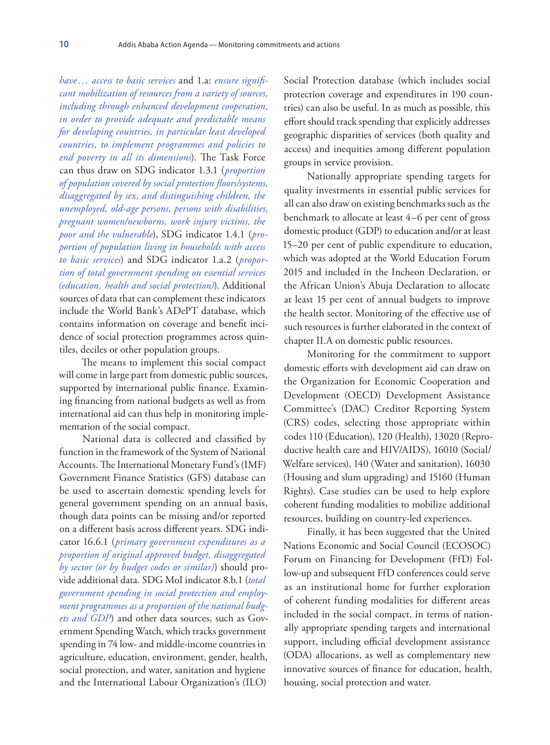*have… access to basic services* and 1.a: *ensure significant mobilization of resources from a variety of sources, including through enhanced development cooperation, in order to provide adequate and predictable means for developing countries, in particular least developed countries, to implement programmes and policies to end poverty in all its dimensions*). The Task Force can thus draw on SDG indicator 1.3.1 (*proportion of population covered by social protection floors/systems, disaggregated by sex, and distinguishing children, the unemployed, old-age persons, persons with disabilities, pregnant women/newborns, work injury victims, the poor and the vulnerable*), SDG indicator 1.4.1 (*proportion of population living in households with access to basic services*) and SDG indicator 1.a.2 (*proportion of total government spending on essential services (education, health and social protection)*). Additional sources of data that can complement these indicators include the World Bank's ADePT database, which contains information on coverage and benefit incidence of social protection programmes across quintiles, deciles or other population groups.

The means to implement this social compact will come in large part from domestic public sources, supported by international public finance. Examining financing from national budgets as well as from international aid can thus help in monitoring implementation of the social compact.

National data is collected and classified by function in the framework of the System of National Accounts. The International Monetary Fund's (IMF) Government Finance Statistics (GFS) database can be used to ascertain domestic spending levels for general government spending on an annual basis, though data points can be missing and/or reported on a different basis across different years. SDG indicator 16.6.1 (*primary government expenditures as a proportion of original approved budget, disaggregated by sector (or by budget codes or similar)*) should provide additional data. SDG MoI indicator 8.b.1 (*total government spending in social protection and employment programmes as a proportion of the national budgets and GDP*) and other data sources, such as Government Spending Watch, which tracks government spending in 74 low- and middle-income countries in agriculture, education, environment, gender, health, social protection, and water, sanitation and hygiene and the International Labour Organization's (ILO) Social Protection database (which includes social protection coverage and expenditures in 190 countries) can also be useful. In as much as possible, this effort should track spending that explicitly addresses geographic disparities of services (both quality and access) and inequities among different population groups in service provision.

Nationally appropriate spending targets for quality investments in essential public services for all can also draw on existing benchmarks such as the benchmark to allocate at least 4–6 per cent of gross domestic product (GDP) to education and/or at least 15–20 per cent of public expenditure to education, which was adopted at the World Education Forum 2015 and included in the Incheon Declaration, or the African Union's Abuja Declaration to allocate at least 15 per cent of annual budgets to improve the health sector. Monitoring of the effective use of such resources is further elaborated in the context of chapter II.A on domestic public resources.

Monitoring for the commitment to support domestic efforts with development aid can draw on the Organization for Economic Cooperation and Development (OECD) Development Assistance Committee's (DAC) Creditor Reporting System (CRS) codes, selecting those appropriate within codes 110 (Education), 120 (Health), 13020 (Reproductive health care and HIV/AIDS), 16010 (Social/Welfare services), 140 (Water and sanitation), 16030 (Housing and slum upgrading) and 15160 (Human Rights). Case studies can be used to help explore coherent funding modalities to mobilize additional resources, building on country-led experiences.

Finally, it has been suggested that the United Nations Economic and Social Council (ECOSOC) Forum on Financing for Development (FfD) Follow-up and subsequent FfD conferences could serve as an institutional home for further exploration of coherent funding modalities for different areas included in the social compact, in terms of nationally appropriate spending targets and international support, including official development assistance (ODA) allocations, as well as complementary new innovative sources of finance for education, health, housing, social protection and water.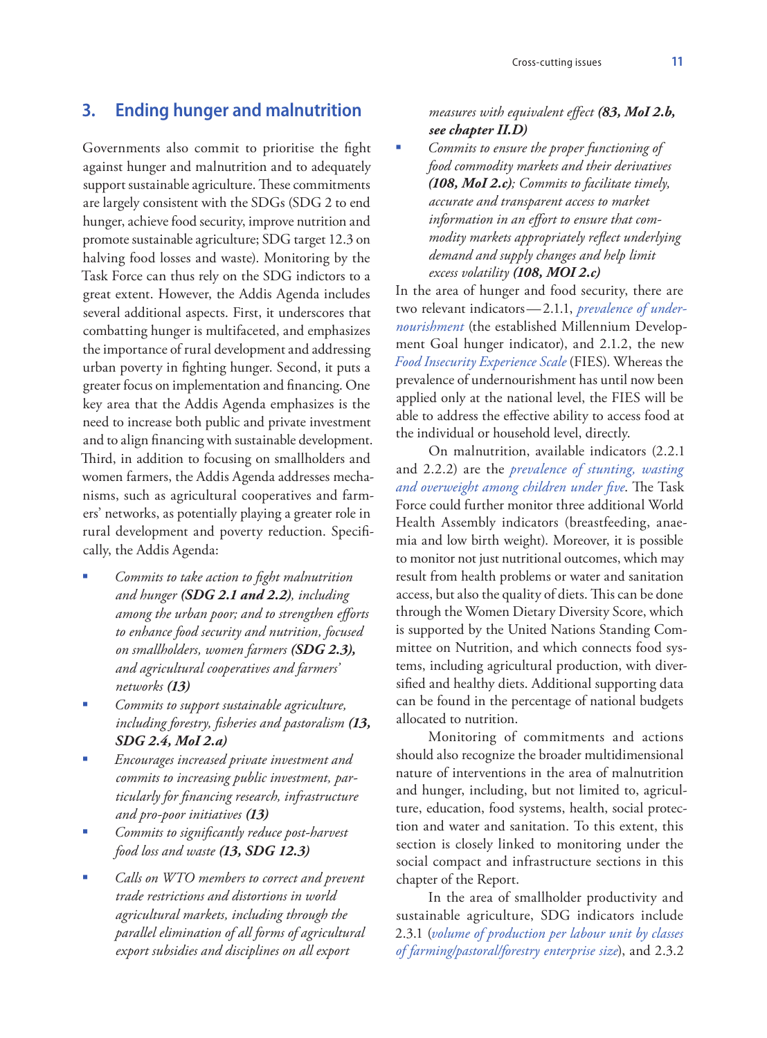## 3. Ending hunger and malnutrition

Governments also commit to prioritise the fight against hunger and malnutrition and to adequately support sustainable agriculture. These commitments are largely consistent with the SDGs (SDG 2 to end hunger, achieve food security, improve nutrition and promote sustainable agriculture; SDG target 12.3 on halving food losses and waste). Monitoring by the Task Force can thus rely on the SDG indictors to a great extent. However, the Addis Agenda includes several additional aspects. First, it underscores that combatting hunger is multifaceted, and emphasizes the importance of rural development and addressing urban poverty in fighting hunger. Second, it puts a greater focus on implementation and financing. One key area that the Addis Agenda emphasizes is the need to increase both public and private investment and to align financing with sustainable development. Third, in addition to focusing on smallholders and women farmers, the Addis Agenda addresses mechanisms, such as agricultural cooperatives and farmers' networks, as potentially playing a greater role in rural development and poverty reduction. Specifically, the Addis Agenda:

- *Commits to take action to fight malnutrition and hunger* ***(SDG 2.1 and 2.2)****, including among the urban poor; and to strengthen efforts to enhance food security and nutrition, focused on smallholders, women farmers* ***(SDG 2.3),*** *and agricultural cooperatives and farmers' networks* ***(13)***
- *Commits to support sustainable agriculture, including forestry, fisheries and pastoralism* ***(13, SDG 2.4, MoI 2.a)***
- *Encourages increased private investment and commits to increasing public investment, particularly for financing research, infrastructure and pro-poor initiatives* ***(13)***
- *Commits to significantly reduce post-harvest food loss and waste* ***(13, SDG 12.3)***
- *Calls on WTO members to correct and prevent trade restrictions and distortions in world agricultural markets, including through the parallel elimination of all forms of agricultural export subsidies and disciplines on all export measures with equivalent effect* ***(83, MoI 2.b, see chapter II.D)***
- *Commits to ensure the proper functioning of food commodity markets and their derivatives* ***(108, MoI 2.c)****; Commits to facilitate timely, accurate and transparent access to market information in an effort to ensure that commodity markets appropriately reflect underlying demand and supply changes and help limit excess volatility* ***(108, MOI 2.c)***

In the area of hunger and food security, there are two relevant indicators—2.1.1, *prevalence of undernourishment* (the established Millennium Development Goal hunger indicator), and 2.1.2, the new *Food Insecurity Experience Scale* (FIES). Whereas the prevalence of undernourishment has until now been applied only at the national level, the FIES will be able to address the effective ability to access food at the individual or household level, directly.

On malnutrition, available indicators (2.2.1 and 2.2.2) are the *prevalence of stunting, wasting and overweight among children under five*. The Task Force could further monitor three additional World Health Assembly indicators (breastfeeding, anaemia and low birth weight). Moreover, it is possible to monitor not just nutritional outcomes, which may result from health problems or water and sanitation access, but also the quality of diets. This can be done through the Women Dietary Diversity Score, which is supported by the United Nations Standing Committee on Nutrition, and which connects food systems, including agricultural production, with diversified and healthy diets. Additional supporting data can be found in the percentage of national budgets allocated to nutrition.

Monitoring of commitments and actions should also recognize the broader multidimensional nature of interventions in the area of malnutrition and hunger, including, but not limited to, agriculture, education, food systems, health, social protection and water and sanitation. To this extent, this section is closely linked to monitoring under the social compact and infrastructure sections in this chapter of the Report.

In the area of smallholder productivity and sustainable agriculture, SDG indicators include 2.3.1 (*volume of production per labour unit by classes of farming/pastoral/forestry enterprise size*), and 2.3.2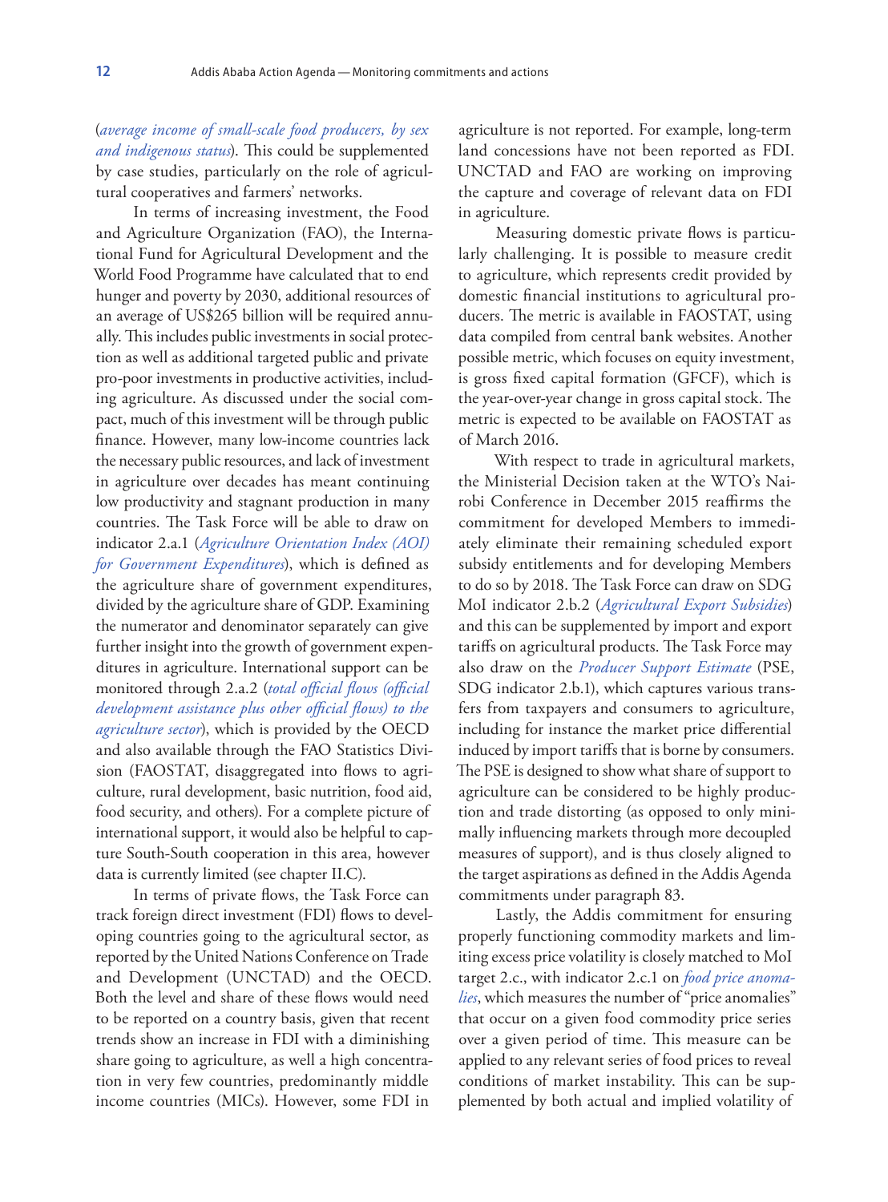(*average income of small-scale food producers, by sex and indigenous status*). This could be supplemented by case studies, particularly on the role of agricultural cooperatives and farmers' networks.

In terms of increasing investment, the Food and Agriculture Organization (FAO), the International Fund for Agricultural Development and the World Food Programme have calculated that to end hunger and poverty by 2030, additional resources of an average of US$265 billion will be required annually. This includes public investments in social protection as well as additional targeted public and private pro-poor investments in productive activities, including agriculture. As discussed under the social compact, much of this investment will be through public finance. However, many low-income countries lack the necessary public resources, and lack of investment in agriculture over decades has meant continuing low productivity and stagnant production in many countries. The Task Force will be able to draw on indicator 2.a.1 (*Agriculture Orientation Index (AOI) for Government Expenditures*), which is defined as the agriculture share of government expenditures, divided by the agriculture share of GDP. Examining the numerator and denominator separately can give further insight into the growth of government expenditures in agriculture. International support can be monitored through 2.a.2 (*total official flows (official development assistance plus other official flows) to the agriculture sector*), which is provided by the OECD and also available through the FAO Statistics Division (FAOSTAT, disaggregated into flows to agriculture, rural development, basic nutrition, food aid, food security, and others). For a complete picture of international support, it would also be helpful to capture South-South cooperation in this area, however data is currently limited (see chapter II.C).

In terms of private flows, the Task Force can track foreign direct investment (FDI) flows to developing countries going to the agricultural sector, as reported by the United Nations Conference on Trade and Development (UNCTAD) and the OECD. Both the level and share of these flows would need to be reported on a country basis, given that recent trends show an increase in FDI with a diminishing share going to agriculture, as well a high concentration in very few countries, predominantly middle income countries (MICs). However, some FDI in agriculture is not reported. For example, long-term land concessions have not been reported as FDI. UNCTAD and FAO are working on improving the capture and coverage of relevant data on FDI in agriculture.

Measuring domestic private flows is particularly challenging. It is possible to measure credit to agriculture, which represents credit provided by domestic financial institutions to agricultural producers. The metric is available in FAOSTAT, using data compiled from central bank websites. Another possible metric, which focuses on equity investment, is gross fixed capital formation (GFCF), which is the year-over-year change in gross capital stock. The metric is expected to be available on FAOSTAT as of March 2016.

With respect to trade in agricultural markets, the Ministerial Decision taken at the WTO's Nairobi Conference in December 2015 reaffirms the commitment for developed Members to immediately eliminate their remaining scheduled export subsidy entitlements and for developing Members to do so by 2018. The Task Force can draw on SDG MoI indicator 2.b.2 (*Agricultural Export Subsidies*) and this can be supplemented by import and export tariffs on agricultural products. The Task Force may also draw on the *Producer Support Estimate* (PSE, SDG indicator 2.b.1), which captures various transfers from taxpayers and consumers to agriculture, including for instance the market price differential induced by import tariffs that is borne by consumers. The PSE is designed to show what share of support to agriculture can be considered to be highly production and trade distorting (as opposed to only minimally influencing markets through more decoupled measures of support), and is thus closely aligned to the target aspirations as defined in the Addis Agenda commitments under paragraph 83.

Lastly, the Addis commitment for ensuring properly functioning commodity markets and limiting excess price volatility is closely matched to MoI target 2.c., with indicator 2.c.1 on *food price anomalies*, which measures the number of "price anomalies" that occur on a given food commodity price series over a given period of time. This measure can be applied to any relevant series of food prices to reveal conditions of market instability. This can be supplemented by both actual and implied volatility of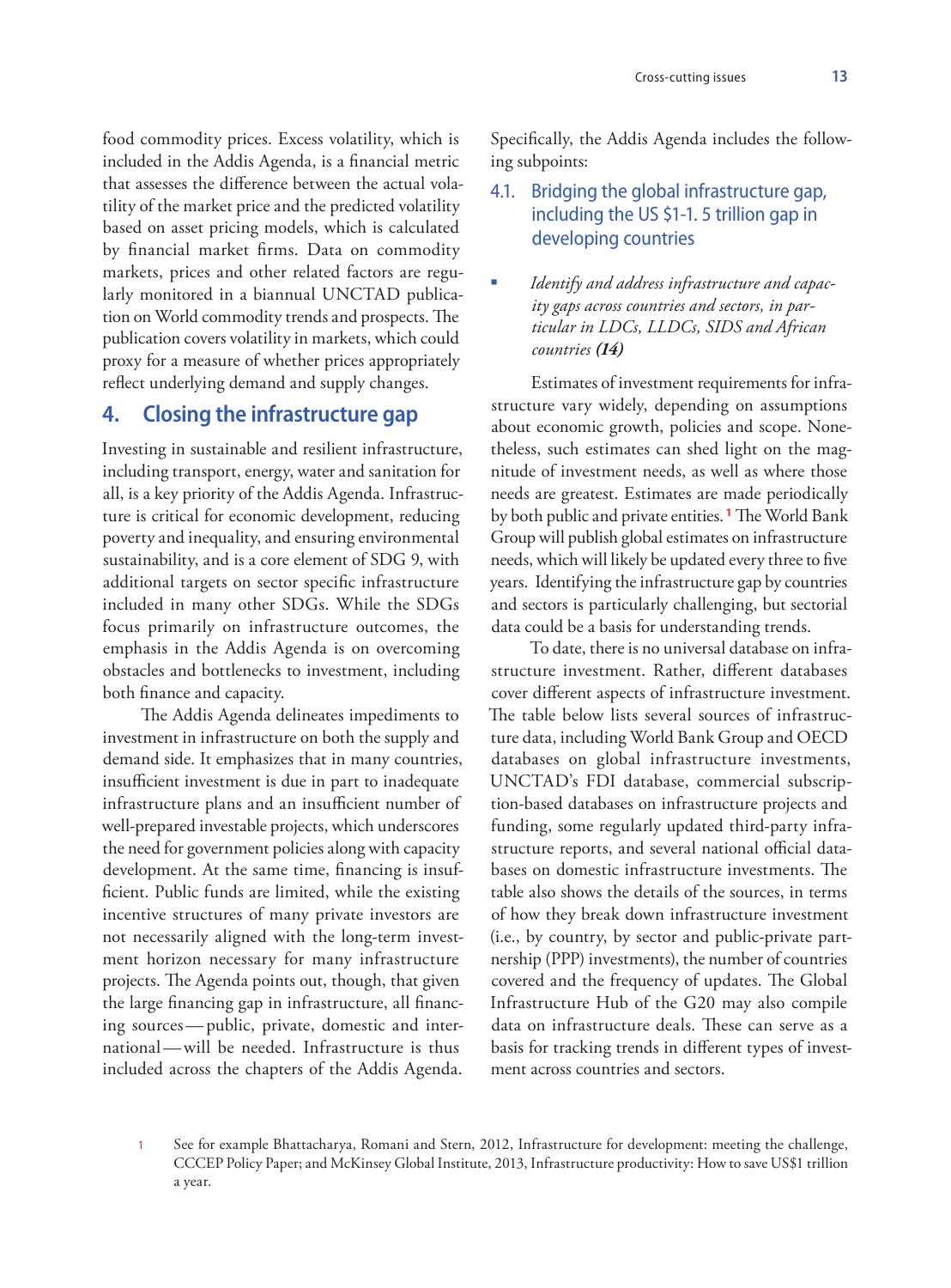food commodity prices. Excess volatility, which is included in the Addis Agenda, is a financial metric that assesses the difference between the actual volatility of the market price and the predicted volatility based on asset pricing models, which is calculated by financial market firms. Data on commodity markets, prices and other related factors are regularly monitored in a biannual UNCTAD publication on World commodity trends and prospects. The publication covers volatility in markets, which could proxy for a measure of whether prices appropriately reflect underlying demand and supply changes.

## 4. Closing the infrastructure gap

Investing in sustainable and resilient infrastructure, including transport, energy, water and sanitation for all, is a key priority of the Addis Agenda. Infrastructure is critical for economic development, reducing poverty and inequality, and ensuring environmental sustainability, and is a core element of SDG 9, with additional targets on sector specific infrastructure included in many other SDGs. While the SDGs focus primarily on infrastructure outcomes, the emphasis in the Addis Agenda is on overcoming obstacles and bottlenecks to investment, including both finance and capacity.

The Addis Agenda delineates impediments to investment in infrastructure on both the supply and demand side. It emphasizes that in many countries, insufficient investment is due in part to inadequate infrastructure plans and an insufficient number of well-prepared investable projects, which underscores the need for government policies along with capacity development. At the same time, financing is insufficient. Public funds are limited, while the existing incentive structures of many private investors are not necessarily aligned with the long-term investment horizon necessary for many infrastructure projects. The Agenda points out, though, that given the large financing gap in infrastructure, all financing sources — public, private, domestic and international — will be needed. Infrastructure is thus included across the chapters of the Addis Agenda. Specifically, the Addis Agenda includes the following subpoints:

### 4.1. Bridging the global infrastructure gap, including the US $1-1. 5 trillion gap in developing countries

- *Identify and address infrastructure and capacity gaps across countries and sectors, in particular in LDCs, LLDCs, SIDS and African countries* ***(14)***

Estimates of investment requirements for infrastructure vary widely, depending on assumptions about economic growth, policies and scope. Nonetheless, such estimates can shed light on the magnitude of investment needs, as well as where those needs are greatest. Estimates are made periodically by both public and private entities.[1] The World Bank Group will publish global estimates on infrastructure needs, which will likely be updated every three to five years. Identifying the infrastructure gap by countries and sectors is particularly challenging, but sectorial data could be a basis for understanding trends.

To date, there is no universal database on infrastructure investment. Rather, different databases cover different aspects of infrastructure investment. The table below lists several sources of infrastructure data, including World Bank Group and OECD databases on global infrastructure investments, UNCTAD's FDI database, commercial subscription-based databases on infrastructure projects and funding, some regularly updated third-party infrastructure reports, and several national official databases on domestic infrastructure investments. The table also shows the details of the sources, in terms of how they break down infrastructure investment (i.e., by country, by sector and public-private partnership (PPP) investments), the number of countries covered and the frequency of updates. The Global Infrastructure Hub of the G20 may also compile data on infrastructure deals. These can serve as a basis for tracking trends in different types of investment across countries and sectors.

1 See for example Bhattacharya, Romani and Stern, 2012, Infrastructure for development: meeting the challenge, CCCEP Policy Paper; and McKinsey Global Institute, 2013, Infrastructure productivity: How to save US$1 trillion a year.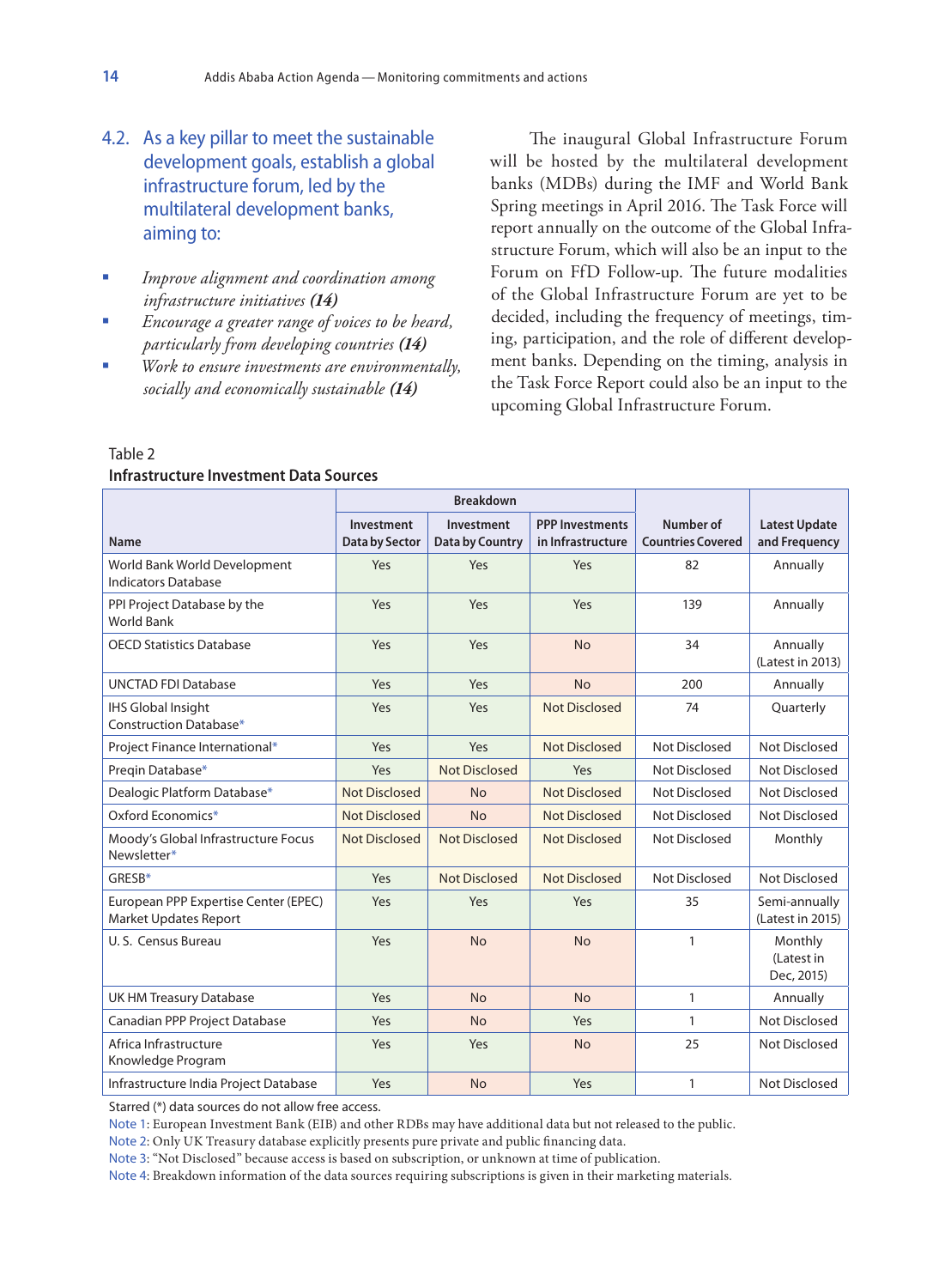### 4.2. As a key pillar to meet the sustainable development goals, establish a global infrastructure forum, led by the multilateral development banks, aiming to:

- *Improve alignment and coordination among infrastructure initiatives **(14)***
- *Encourage a greater range of voices to be heard, particularly from developing countries **(14)***
- *Work to ensure investments are environmentally, socially and economically sustainable **(14)***

The inaugural Global Infrastructure Forum will be hosted by the multilateral development banks (MDBs) during the IMF and World Bank Spring meetings in April 2016. The Task Force will report annually on the outcome of the Global Infrastructure Forum, which will also be an input to the Forum on FfD Follow-up. The future modalities of the Global Infrastructure Forum are yet to be decided, including the frequency of meetings, timing, participation, and the role of different development banks. Depending on the timing, analysis in the Task Force Report could also be an input to the upcoming Global Infrastructure Forum.

Table 2

**Infrastructure Investment Data Sources**

| Name | Breakdown | | | Number of Countries Covered | Latest Update and Frequency |
|---|---|---|---|---|---|
| | Investment Data by Sector | Investment Data by Country | PPP Investments in Infrastructure | | |
| World Bank World Development Indicators Database | Yes | Yes | Yes | 82 | Annually |
| PPI Project Database by the World Bank | Yes | Yes | Yes | 139 | Annually |
| OECD Statistics Database | Yes | Yes | No | 34 | Annually (Latest in 2013) |
| UNCTAD FDI Database | Yes | Yes | No | 200 | Annually |
| IHS Global Insight Construction Database* | Yes | Yes | Not Disclosed | 74 | Quarterly |
| Project Finance International* | Yes | Yes | Not Disclosed | Not Disclosed | Not Disclosed |
| Preqin Database* | Yes | Not Disclosed | Yes | Not Disclosed | Not Disclosed |
| Dealogic Platform Database* | Not Disclosed | No | Not Disclosed | Not Disclosed | Not Disclosed |
| Oxford Economics* | Not Disclosed | No | Not Disclosed | Not Disclosed | Not Disclosed |
| Moody's Global Infrastructure Focus Newsletter* | Not Disclosed | Not Disclosed | Not Disclosed | Not Disclosed | Monthly |
| GRESB* | Yes | Not Disclosed | Not Disclosed | Not Disclosed | Not Disclosed |
| European PPP Expertise Center (EPEC) Market Updates Report | Yes | Yes | Yes | 35 | Semi-annually (Latest in 2015) |
| U. S. Census Bureau | Yes | No | No | 1 | Monthly (Latest in Dec, 2015) |
| UK HM Treasury Database | Yes | No | No | 1 | Annually |
| Canadian PPP Project Database | Yes | No | Yes | 1 | Not Disclosed |
| Africa Infrastructure Knowledge Program | Yes | Yes | No | 25 | Not Disclosed |
| Infrastructure India Project Database | Yes | No | Yes | 1 | Not Disclosed |

Starred (*) data sources do not allow free access.

Note 1: European Investment Bank (EIB) and other RDBs may have additional data but not released to the public.

Note 2: Only UK Treasury database explicitly presents pure private and public financing data.

Note 3: "Not Disclosed" because access is based on subscription, or unknown at time of publication.

Note 4: Breakdown information of the data sources requiring subscriptions is given in their marketing materials.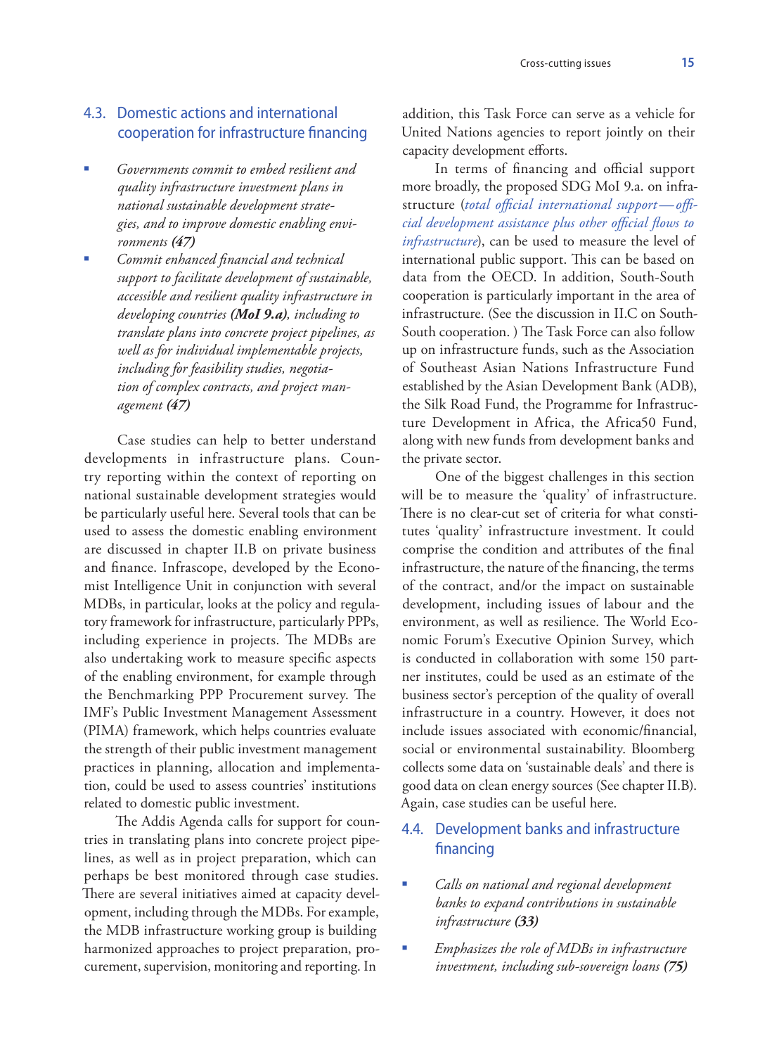## 4.3. Domestic actions and international cooperation for infrastructure financing

- *Governments commit to embed resilient and quality infrastructure investment plans in national sustainable development strategies, and to improve domestic enabling environments* ***(47)***
- *Commit enhanced financial and technical support to facilitate development of sustainable, accessible and resilient quality infrastructure in developing countries* ***(MoI 9.a)****, including to translate plans into concrete project pipelines, as well as for individual implementable projects, including for feasibility studies, negotiation of complex contracts, and project management* ***(47)***

Case studies can help to better understand developments in infrastructure plans. Country reporting within the context of reporting on national sustainable development strategies would be particularly useful here. Several tools that can be used to assess the domestic enabling environment are discussed in chapter II.B on private business and finance. Infrascope, developed by the Economist Intelligence Unit in conjunction with several MDBs, in particular, looks at the policy and regulatory framework for infrastructure, particularly PPPs, including experience in projects. The MDBs are also undertaking work to measure specific aspects of the enabling environment, for example through the Benchmarking PPP Procurement survey. The IMF's Public Investment Management Assessment (PIMA) framework, which helps countries evaluate the strength of their public investment management practices in planning, allocation and implementation, could be used to assess countries' institutions related to domestic public investment.

The Addis Agenda calls for support for countries in translating plans into concrete project pipelines, as well as in project preparation, which can perhaps be best monitored through case studies. There are several initiatives aimed at capacity development, including through the MDBs. For example, the MDB infrastructure working group is building harmonized approaches to project preparation, procurement, supervision, monitoring and reporting. In addition, this Task Force can serve as a vehicle for United Nations agencies to report jointly on their capacity development efforts.

In terms of financing and official support more broadly, the proposed SDG MoI 9.a. on infrastructure (*total official international support—official development assistance plus other official flows to infrastructure*), can be used to measure the level of international public support. This can be based on data from the OECD. In addition, South-South cooperation is particularly important in the area of infrastructure. (See the discussion in II.C on South-South cooperation. ) The Task Force can also follow up on infrastructure funds, such as the Association of Southeast Asian Nations Infrastructure Fund established by the Asian Development Bank (ADB), the Silk Road Fund, the Programme for Infrastructure Development in Africa, the Africa50 Fund, along with new funds from development banks and the private sector.

One of the biggest challenges in this section will be to measure the 'quality' of infrastructure. There is no clear-cut set of criteria for what constitutes 'quality' infrastructure investment. It could comprise the condition and attributes of the final infrastructure, the nature of the financing, the terms of the contract, and/or the impact on sustainable development, including issues of labour and the environment, as well as resilience. The World Economic Forum's Executive Opinion Survey, which is conducted in collaboration with some 150 partner institutes, could be used as an estimate of the business sector's perception of the quality of overall infrastructure in a country. However, it does not include issues associated with economic/financial, social or environmental sustainability. Bloomberg collects some data on 'sustainable deals' and there is good data on clean energy sources (See chapter II.B). Again, case studies can be useful here.

## 4.4. Development banks and infrastructure financing

- *Calls on national and regional development banks to expand contributions in sustainable infrastructure* ***(33)***
- *Emphasizes the role of MDBs in infrastructure investment, including sub-sovereign loans* ***(75)***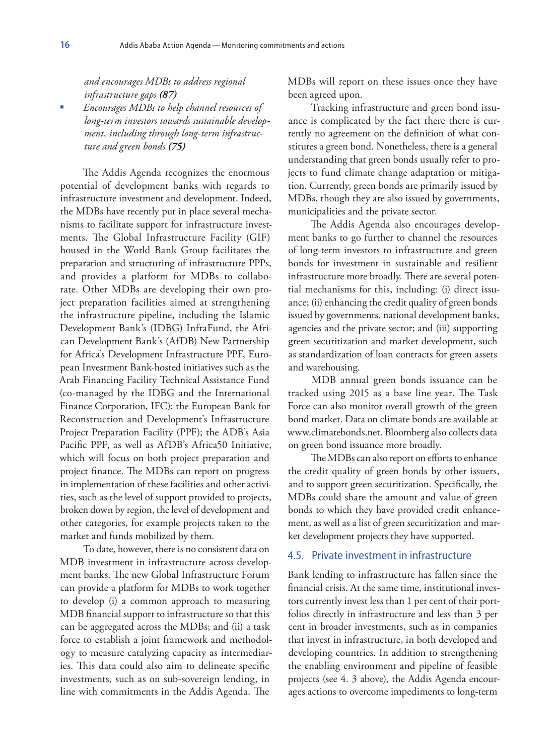*and encourages MDBs to address regional infrastructure gaps **(87)***

- *Encourages MDBs to help channel resources of long-term investors towards sustainable development, including through long-term infrastructure and green bonds **(75)***

The Addis Agenda recognizes the enormous potential of development banks with regards to infrastructure investment and development. Indeed, the MDBs have recently put in place several mechanisms to facilitate support for infrastructure investments. The Global Infrastructure Facility (GIF) housed in the World Bank Group facilitates the preparation and structuring of infrastructure PPPs, and provides a platform for MDBs to collaborate. Other MDBs are developing their own project preparation facilities aimed at strengthening the infrastructure pipeline, including the Islamic Development Bank's (IDBG) InfraFund, the African Development Bank's (AfDB) New Partnership for Africa's Development Infrastructure PPF, European Investment Bank-hosted initiatives such as the Arab Financing Facility Technical Assistance Fund (co-managed by the IDBG and the International Finance Corporation, IFC); the European Bank for Reconstruction and Development's Infrastructure Project Preparation Facility (PPF); the ADB's Asia Pacific PPF, as well as AfDB's Africa50 Initiative, which will focus on both project preparation and project finance. The MDBs can report on progress in implementation of these facilities and other activities, such as the level of support provided to projects, broken down by region, the level of development and other categories, for example projects taken to the market and funds mobilized by them.

To date, however, there is no consistent data on MDB investment in infrastructure across development banks. The new Global Infrastructure Forum can provide a platform for MDBs to work together to develop (i) a common approach to measuring MDB financial support to infrastructure so that this can be aggregated across the MDBs; and (ii) a task force to establish a joint framework and methodology to measure catalyzing capacity as intermediaries. This data could also aim to delineate specific investments, such as on sub-sovereign lending, in line with commitments in the Addis Agenda. The MDBs will report on these issues once they have been agreed upon.

Tracking infrastructure and green bond issuance is complicated by the fact there there is currently no agreement on the definition of what constitutes a green bond. Nonetheless, there is a general understanding that green bonds usually refer to projects to fund climate change adaptation or mitigation. Currently, green bonds are primarily issued by MDBs, though they are also issued by governments, municipalities and the private sector.

The Addis Agenda also encourages development banks to go further to channel the resources of long-term investors to infrastructure and green bonds for investment in sustainable and resilient infrastructure more broadly. There are several potential mechanisms for this, including: (i) direct issuance; (ii) enhancing the credit quality of green bonds issued by governments, national development banks, agencies and the private sector; and (iii) supporting green securitization and market development, such as standardization of loan contracts for green assets and warehousing.

MDB annual green bonds issuance can be tracked using 2015 as a base line year. The Task Force can also monitor overall growth of the green bond market. Data on climate bonds are available at www.climatebonds.net. Bloomberg also collects data on green bond issuance more broadly.

The MDBs can also report on efforts to enhance the credit quality of green bonds by other issuers, and to support green securitization. Specifically, the MDBs could share the amount and value of green bonds to which they have provided credit enhancement, as well as a list of green securitization and market development projects they have supported.

### 4.5. Private investment in infrastructure

Bank lending to infrastructure has fallen since the financial crisis. At the same time, institutional investors currently invest less than 1 per cent of their portfolios directly in infrastructure and less than 3 per cent in broader investments, such as in companies that invest in infrastructure, in both developed and developing countries. In addition to strengthening the enabling environment and pipeline of feasible projects (see 4. 3 above), the Addis Agenda encourages actions to overcome impediments to long-term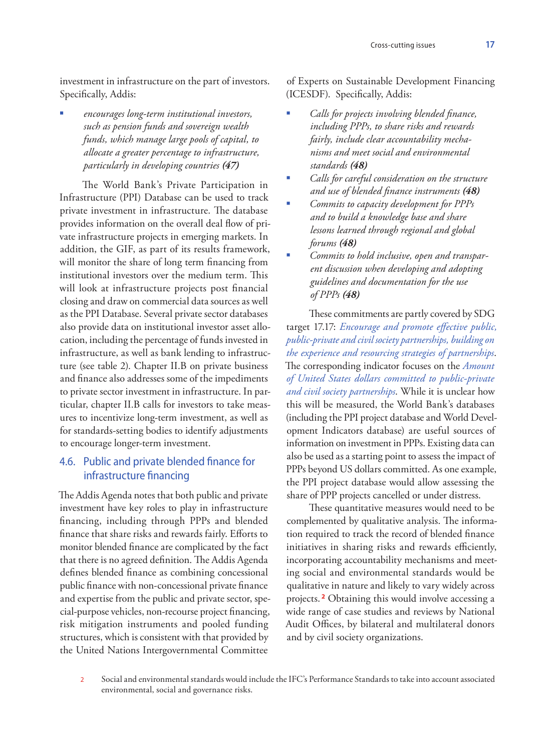investment in infrastructure on the part of investors. Specifically, Addis:

- *encourages long-term institutional investors, such as pension funds and sovereign wealth funds, which manage large pools of capital, to allocate a greater percentage to infrastructure, particularly in developing countries **(47)***

The World Bank's Private Participation in Infrastructure (PPI) Database can be used to track private investment in infrastructure. The database provides information on the overall deal flow of private infrastructure projects in emerging markets. In addition, the GIF, as part of its results framework, will monitor the share of long term financing from institutional investors over the medium term. This will look at infrastructure projects post financial closing and draw on commercial data sources as well as the PPI Database. Several private sector databases also provide data on institutional investor asset allocation, including the percentage of funds invested in infrastructure, as well as bank lending to infrastructure (see table 2). Chapter II.B on private business and finance also addresses some of the impediments to private sector investment in infrastructure. In particular, chapter II.B calls for investors to take measures to incentivize long-term investment, as well as for standards-setting bodies to identify adjustments to encourage longer-term investment.

## 4.6. Public and private blended finance for infrastructure financing

The Addis Agenda notes that both public and private investment have key roles to play in infrastructure financing, including through PPPs and blended finance that share risks and rewards fairly. Efforts to monitor blended finance are complicated by the fact that there is no agreed definition. The Addis Agenda defines blended finance as combining concessional public finance with non-concessional private finance and expertise from the public and private sector, special-purpose vehicles, non-recourse project financing, risk mitigation instruments and pooled funding structures, which is consistent with that provided by the United Nations Intergovernmental Committee of Experts on Sustainable Development Financing (ICESDF). Specifically, Addis:

- *Calls for projects involving blended finance, including PPPs, to share risks and rewards fairly, include clear accountability mechanisms and meet social and environmental standards **(48)***
- *Calls for careful consideration on the structure and use of blended finance instruments **(48)***
- *Commits to capacity development for PPPs and to build a knowledge base and share lessons learned through regional and global forums **(48)***
- *Commits to hold inclusive, open and transparent discussion when developing and adopting guidelines and documentation for the use of PPPs **(48)***

These commitments are partly covered by SDG target 17.17: *Encourage and promote effective public, public-private and civil society partnerships, building on the experience and resourcing strategies of partnerships*. The corresponding indicator focuses on the *Amount of United States dollars committed to public-private and civil society partnerships*. While it is unclear how this will be measured, the World Bank's databases (including the PPI project database and World Development Indicators database) are useful sources of information on investment in PPPs. Existing data can also be used as a starting point to assess the impact of PPPs beyond US dollars committed. As one example, the PPI project database would allow assessing the share of PPP projects cancelled or under distress.

These quantitative measures would need to be complemented by qualitative analysis. The information required to track the record of blended finance initiatives in sharing risks and rewards efficiently, incorporating accountability mechanisms and meeting social and environmental standards would be qualitative in nature and likely to vary widely across projects.[2] Obtaining this would involve accessing a wide range of case studies and reviews by National Audit Offices, by bilateral and multilateral donors and by civil society organizations.

[2] Social and environmental standards would include the IFC's Performance Standards to take into account associated environmental, social and governance risks.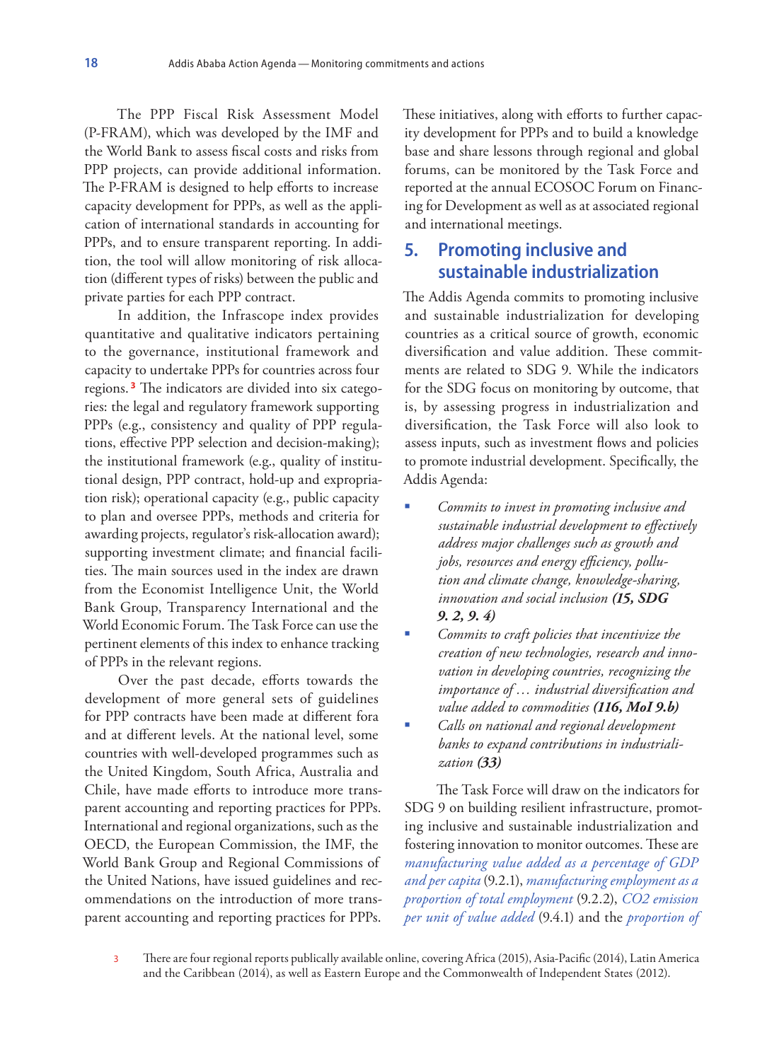The PPP Fiscal Risk Assessment Model (P-FRAM), which was developed by the IMF and the World Bank to assess fiscal costs and risks from PPP projects, can provide additional information. The P-FRAM is designed to help efforts to increase capacity development for PPPs, as well as the application of international standards in accounting for PPPs, and to ensure transparent reporting. In addition, the tool will allow monitoring of risk allocation (different types of risks) between the public and private parties for each PPP contract.

In addition, the Infrascope index provides quantitative and qualitative indicators pertaining to the governance, institutional framework and capacity to undertake PPPs for countries across four regions.[3] The indicators are divided into six categories: the legal and regulatory framework supporting PPPs (e.g., consistency and quality of PPP regulations, effective PPP selection and decision-making); the institutional framework (e.g., quality of institutional design, PPP contract, hold-up and expropriation risk); operational capacity (e.g., public capacity to plan and oversee PPPs, methods and criteria for awarding projects, regulator's risk-allocation award); supporting investment climate; and financial facilities. The main sources used in the index are drawn from the Economist Intelligence Unit, the World Bank Group, Transparency International and the World Economic Forum. The Task Force can use the pertinent elements of this index to enhance tracking of PPPs in the relevant regions.

Over the past decade, efforts towards the development of more general sets of guidelines for PPP contracts have been made at different fora and at different levels. At the national level, some countries with well-developed programmes such as the United Kingdom, South Africa, Australia and Chile, have made efforts to introduce more transparent accounting and reporting practices for PPPs. International and regional organizations, such as the OECD, the European Commission, the IMF, the World Bank Group and Regional Commissions of the United Nations, have issued guidelines and recommendations on the introduction of more transparent accounting and reporting practices for PPPs. These initiatives, along with efforts to further capacity development for PPPs and to build a knowledge base and share lessons through regional and global forums, can be monitored by the Task Force and reported at the annual ECOSOC Forum on Financing for Development as well as at associated regional and international meetings.

## 5. Promoting inclusive and sustainable industrialization

The Addis Agenda commits to promoting inclusive and sustainable industrialization for developing countries as a critical source of growth, economic diversification and value addition. These commitments are related to SDG 9. While the indicators for the SDG focus on monitoring by outcome, that is, by assessing progress in industrialization and diversification, the Task Force will also look to assess inputs, such as investment flows and policies to promote industrial development. Specifically, the Addis Agenda:

- *Commits to invest in promoting inclusive and sustainable industrial development to effectively address major challenges such as growth and jobs, resources and energy efficiency, pollution and climate change, knowledge-sharing, innovation and social inclusion* ***(15, SDG 9. 2, 9. 4)***
- *Commits to craft policies that incentivize the creation of new technologies, research and innovation in developing countries, recognizing the importance of … industrial diversification and value added to commodities* ***(116, MoI 9.b)***
- *Calls on national and regional development banks to expand contributions in industrialization* ***(33)***

The Task Force will draw on the indicators for SDG 9 on building resilient infrastructure, promoting inclusive and sustainable industrialization and fostering innovation to monitor outcomes. These are *manufacturing value added as a percentage of GDP and per capita* (9.2.1), *manufacturing employment as a proportion of total employment* (9.2.2), *CO2 emission per unit of value added* (9.4.1) and the *proportion of*

3 There are four regional reports publically available online, covering Africa (2015), Asia-Pacific (2014), Latin America and the Caribbean (2014), as well as Eastern Europe and the Commonwealth of Independent States (2012).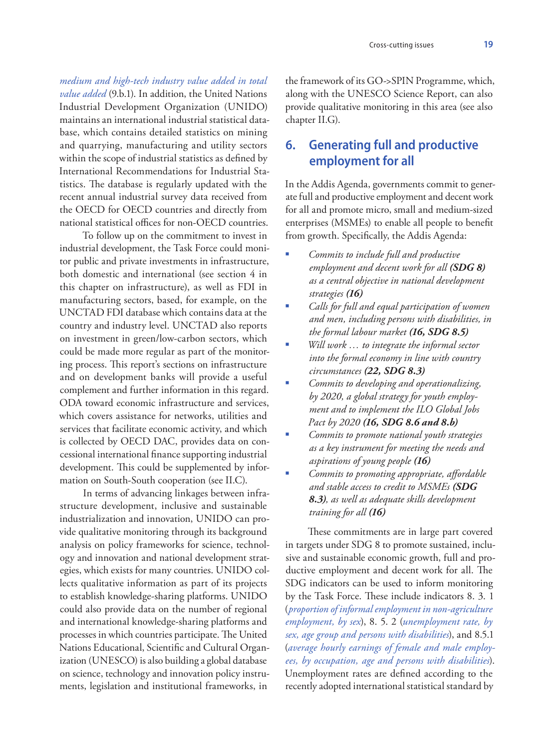*medium and high-tech industry value added in total value added* (9.b.1). In addition, the United Nations Industrial Development Organization (UNIDO) maintains an international industrial statistical database, which contains detailed statistics on mining and quarrying, manufacturing and utility sectors within the scope of industrial statistics as defined by International Recommendations for Industrial Statistics. The database is regularly updated with the recent annual industrial survey data received from the OECD for OECD countries and directly from national statistical offices for non-OECD countries.

To follow up on the commitment to invest in industrial development, the Task Force could monitor public and private investments in infrastructure, both domestic and international (see section 4 in this chapter on infrastructure), as well as FDI in manufacturing sectors, based, for example, on the UNCTAD FDI database which contains data at the country and industry level. UNCTAD also reports on investment in green/low-carbon sectors, which could be made more regular as part of the monitoring process. This report's sections on infrastructure and on development banks will provide a useful complement and further information in this regard. ODA toward economic infrastructure and services, which covers assistance for networks, utilities and services that facilitate economic activity, and which is collected by OECD DAC, provides data on concessional international finance supporting industrial development. This could be supplemented by information on South-South cooperation (see II.C).

In terms of advancing linkages between infrastructure development, inclusive and sustainable industrialization and innovation, UNIDO can provide qualitative monitoring through its background analysis on policy frameworks for science, technology and innovation and national development strategies, which exists for many countries. UNIDO collects qualitative information as part of its projects to establish knowledge-sharing platforms. UNIDO could also provide data on the number of regional and international knowledge-sharing platforms and processes in which countries participate. The United Nations Educational, Scientific and Cultural Organization (UNESCO) is also building a global database on science, technology and innovation policy instruments, legislation and institutional frameworks, in the framework of its GO->SPIN Programme, which, along with the UNESCO Science Report, can also provide qualitative monitoring in this area (see also chapter II.G).

## 6. Generating full and productive employment for all

In the Addis Agenda, governments commit to generate full and productive employment and decent work for all and promote micro, small and medium-sized enterprises (MSMEs) to enable all people to benefit from growth. Specifically, the Addis Agenda:

- *Commits to include full and productive employment and decent work for all **(SDG 8)** as a central objective in national development strategies **(16)***
- *Calls for full and equal participation of women and men, including persons with disabilities, in the formal labour market **(16, SDG 8.5)***
- *Will work … to integrate the informal sector into the formal economy in line with country circumstances **(22, SDG 8.3)***
- *Commits to developing and operationalizing, by 2020, a global strategy for youth employment and to implement the ILO Global Jobs Pact by 2020 **(16, SDG 8.6 and 8.b)***
- *Commits to promote national youth strategies as a key instrument for meeting the needs and aspirations of young people **(16)***
- *Commits to promoting appropriate, affordable and stable access to credit to MSMEs **(SDG 8.3)**, as well as adequate skills development training for all **(16)***

These commitments are in large part covered in targets under SDG 8 to promote sustained, inclusive and sustainable economic growth, full and productive employment and decent work for all. The SDG indicators can be used to inform monitoring by the Task Force. These include indicators 8. 3. 1 (*proportion of informal employment in non-agriculture employment, by sex*), 8. 5. 2 (*unemployment rate, by sex, age group and persons with disabilities*), and 8.5.1 (*average hourly earnings of female and male employees, by occupation, age and persons with disabilities*). Unemployment rates are defined according to the recently adopted international statistical standard by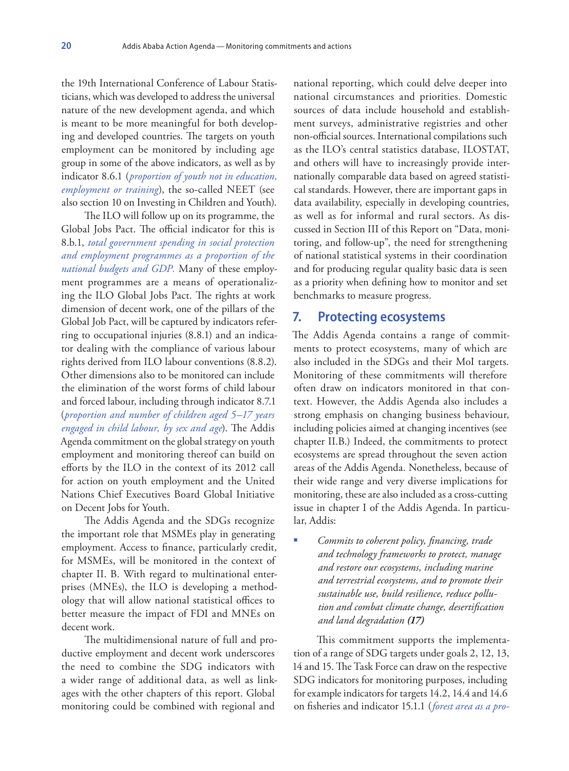the 19th International Conference of Labour Statisticians, which was developed to address the universal nature of the new development agenda, and which is meant to be more meaningful for both developing and developed countries. The targets on youth employment can be monitored by including age group in some of the above indicators, as well as by indicator 8.6.1 (*proportion of youth not in education, employment or training*), the so-called NEET (see also section 10 on Investing in Children and Youth).

The ILO will follow up on its programme, the Global Jobs Pact. The official indicator for this is 8.b.1, *total government spending in social protection and employment programmes as a proportion of the national budgets and GDP.* Many of these employment programmes are a means of operationalizing the ILO Global Jobs Pact. The rights at work dimension of decent work, one of the pillars of the Global Job Pact, will be captured by indicators referring to occupational injuries (8.8.1) and an indicator dealing with the compliance of various labour rights derived from ILO labour conventions (8.8.2). Other dimensions also to be monitored can include the elimination of the worst forms of child labour and forced labour, including through indicator 8.7.1 (*proportion and number of children aged 5–17 years engaged in child labour, by sex and age*). The Addis Agenda commitment on the global strategy on youth employment and monitoring thereof can build on efforts by the ILO in the context of its 2012 call for action on youth employment and the United Nations Chief Executives Board Global Initiative on Decent Jobs for Youth.

The Addis Agenda and the SDGs recognize the important role that MSMEs play in generating employment. Access to finance, particularly credit, for MSMEs, will be monitored in the context of chapter II. B. With regard to multinational enterprises (MNEs), the ILO is developing a methodology that will allow national statistical offices to better measure the impact of FDI and MNEs on decent work.

The multidimensional nature of full and productive employment and decent work underscores the need to combine the SDG indicators with a wider range of additional data, as well as linkages with the other chapters of this report. Global monitoring could be combined with regional and national reporting, which could delve deeper into national circumstances and priorities. Domestic sources of data include household and establishment surveys, administrative registries and other non-official sources. International compilations such as the ILO's central statistics database, ILOSTAT, and others will have to increasingly provide internationally comparable data based on agreed statistical standards. However, there are important gaps in data availability, especially in developing countries, as well as for informal and rural sectors. As discussed in Section III of this Report on "Data, monitoring, and follow-up", the need for strengthening of national statistical systems in their coordination and for producing regular quality basic data is seen as a priority when defining how to monitor and set benchmarks to measure progress.

## 7. Protecting ecosystems

The Addis Agenda contains a range of commitments to protect ecosystems, many of which are also included in the SDGs and their MoI targets. Monitoring of these commitments will therefore often draw on indicators monitored in that context. However, the Addis Agenda also includes a strong emphasis on changing business behaviour, including policies aimed at changing incentives (see chapter II.B.) Indeed, the commitments to protect ecosystems are spread throughout the seven action areas of the Addis Agenda. Nonetheless, because of their wide range and very diverse implications for monitoring, these are also included as a cross-cutting issue in chapter I of the Addis Agenda. In particular, Addis:

- *Commits to coherent policy, financing, trade and technology frameworks to protect, manage and restore our ecosystems, including marine and terrestrial ecosystems, and to promote their sustainable use, build resilience, reduce pollution and combat climate change, desertification and land degradation **(17)***

This commitment supports the implementation of a range of SDG targets under goals 2, 12, 13, 14 and 15. The Task Force can draw on the respective SDG indicators for monitoring purposes, including for example indicators for targets 14.2, 14.4 and 14.6 on fisheries and indicator 15.1.1 (*forest area as a pro-*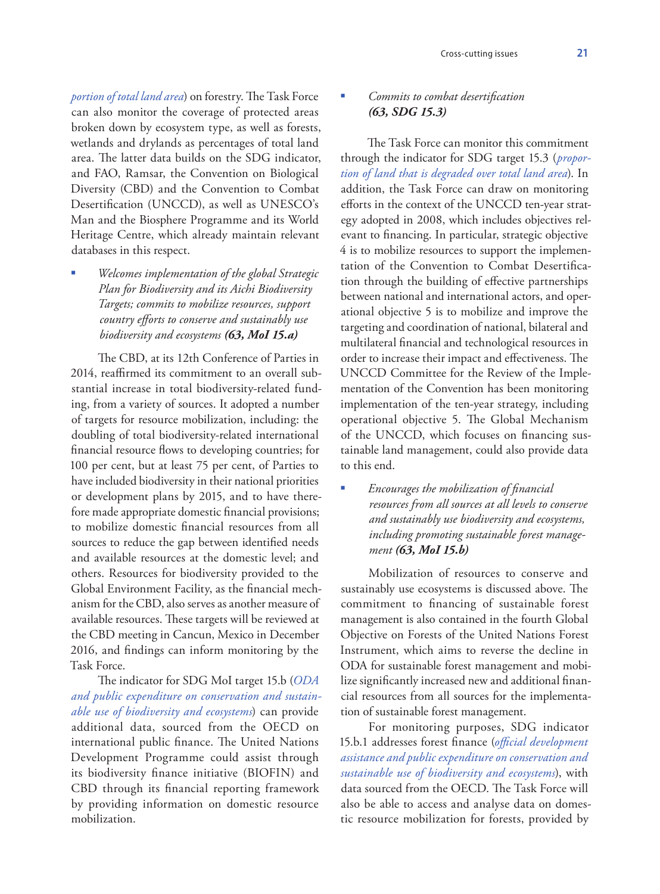*portion of total land area*) on forestry. The Task Force can also monitor the coverage of protected areas broken down by ecosystem type, as well as forests, wetlands and drylands as percentages of total land area. The latter data builds on the SDG indicator, and FAO, Ramsar, the Convention on Biological Diversity (CBD) and the Convention to Combat Desertification (UNCCD), as well as UNESCO's Man and the Biosphere Programme and its World Heritage Centre, which already maintain relevant databases in this respect.

- *Welcomes implementation of the global Strategic Plan for Biodiversity and its Aichi Biodiversity Targets; commits to mobilize resources, support country efforts to conserve and sustainably use biodiversity and ecosystems* ***(63, MoI 15.a)***

The CBD, at its 12th Conference of Parties in 2014, reaffirmed its commitment to an overall substantial increase in total biodiversity-related funding, from a variety of sources. It adopted a number of targets for resource mobilization, including: the doubling of total biodiversity-related international financial resource flows to developing countries; for 100 per cent, but at least 75 per cent, of Parties to have included biodiversity in their national priorities or development plans by 2015, and to have therefore made appropriate domestic financial provisions; to mobilize domestic financial resources from all sources to reduce the gap between identified needs and available resources at the domestic level; and others. Resources for biodiversity provided to the Global Environment Facility, as the financial mechanism for the CBD, also serves as another measure of available resources. These targets will be reviewed at the CBD meeting in Cancun, Mexico in December 2016, and findings can inform monitoring by the Task Force.

The indicator for SDG MoI target 15.b (*ODA and public expenditure on conservation and sustainable use of biodiversity and ecosystems*) can provide additional data, sourced from the OECD on international public finance. The United Nations Development Programme could assist through its biodiversity finance initiative (BIOFIN) and CBD through its financial reporting framework by providing information on domestic resource mobilization.

- *Commits to combat desertification* ***(63, SDG 15.3)***

The Task Force can monitor this commitment through the indicator for SDG target 15.3 (*proportion of land that is degraded over total land area*). In addition, the Task Force can draw on monitoring efforts in the context of the UNCCD ten-year strategy adopted in 2008, which includes objectives relevant to financing. In particular, strategic objective 4 is to mobilize resources to support the implementation of the Convention to Combat Desertification through the building of effective partnerships between national and international actors, and operational objective 5 is to mobilize and improve the targeting and coordination of national, bilateral and multilateral financial and technological resources in order to increase their impact and effectiveness. The UNCCD Committee for the Review of the Implementation of the Convention has been monitoring implementation of the ten-year strategy, including operational objective 5. The Global Mechanism of the UNCCD, which focuses on financing sustainable land management, could also provide data to this end.

- *Encourages the mobilization of financial resources from all sources at all levels to conserve and sustainably use biodiversity and ecosystems, including promoting sustainable forest management* ***(63, MoI 15.b)***

Mobilization of resources to conserve and sustainably use ecosystems is discussed above. The commitment to financing of sustainable forest management is also contained in the fourth Global Objective on Forests of the United Nations Forest Instrument, which aims to reverse the decline in ODA for sustainable forest management and mobilize significantly increased new and additional financial resources from all sources for the implementation of sustainable forest management.

For monitoring purposes, SDG indicator 15.b.1 addresses forest finance (*official development assistance and public expenditure on conservation and sustainable use of biodiversity and ecosystems*), with data sourced from the OECD. The Task Force will also be able to access and analyse data on domestic resource mobilization for forests, provided by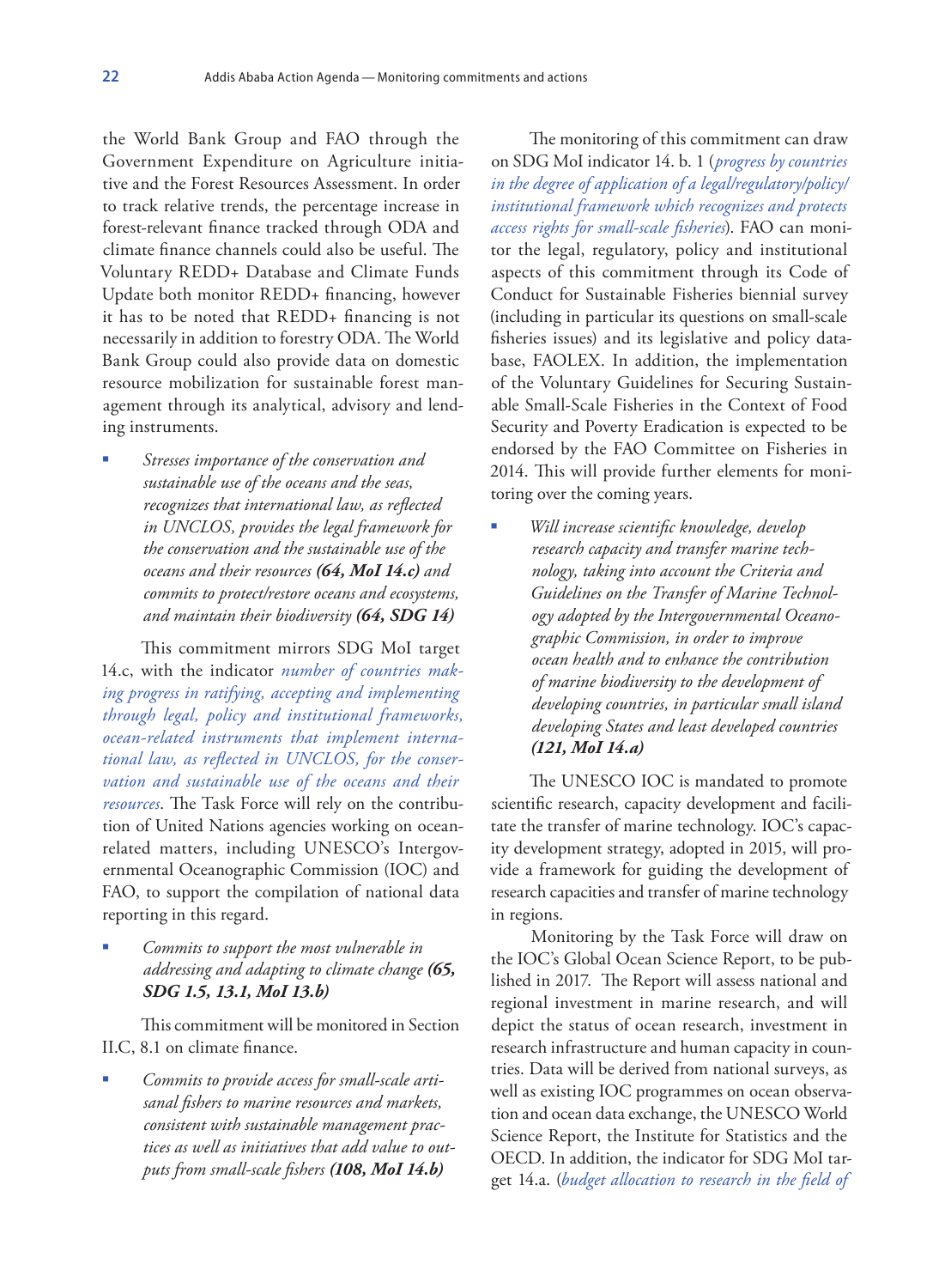the World Bank Group and FAO through the Government Expenditure on Agriculture initiative and the Forest Resources Assessment. In order to track relative trends, the percentage increase in forest-relevant finance tracked through ODA and climate finance channels could also be useful. The Voluntary REDD+ Database and Climate Funds Update both monitor REDD+ financing, however it has to be noted that REDD+ financing is not necessarily in addition to forestry ODA. The World Bank Group could also provide data on domestic resource mobilization for sustainable forest management through its analytical, advisory and lending instruments.

- *Stresses importance of the conservation and sustainable use of the oceans and the seas, recognizes that international law, as reflected in UNCLOS, provides the legal framework for the conservation and the sustainable use of the oceans and their resources* ***(64, MoI 14.c)*** *and commits to protect/restore oceans and ecosystems, and maintain their biodiversity* ***(64, SDG 14)***

This commitment mirrors SDG MoI target 14.c, with the indicator *number of countries making progress in ratifying, accepting and implementing through legal, policy and institutional frameworks, ocean-related instruments that implement international law, as reflected in UNCLOS, for the conservation and sustainable use of the oceans and their resources*. The Task Force will rely on the contribution of United Nations agencies working on ocean-related matters, including UNESCO's Intergovernmental Oceanographic Commission (IOC) and FAO, to support the compilation of national data reporting in this regard.

- *Commits to support the most vulnerable in addressing and adapting to climate change* ***(65, SDG 1.5, 13.1, MoI 13.b)***

This commitment will be monitored in Section II.C, 8.1 on climate finance.

- *Commits to provide access for small-scale artisanal fishers to marine resources and markets, consistent with sustainable management practices as well as initiatives that add value to outputs from small-scale fishers* ***(108, MoI 14.b)***

The monitoring of this commitment can draw on SDG MoI indicator 14. b. 1 (*progress by countries in the degree of application of a legal/regulatory/policy/institutional framework which recognizes and protects access rights for small-scale fisheries*). FAO can monitor the legal, regulatory, policy and institutional aspects of this commitment through its Code of Conduct for Sustainable Fisheries biennial survey (including in particular its questions on small-scale fisheries issues) and its legislative and policy database, FAOLEX. In addition, the implementation of the Voluntary Guidelines for Securing Sustainable Small-Scale Fisheries in the Context of Food Security and Poverty Eradication is expected to be endorsed by the FAO Committee on Fisheries in 2014. This will provide further elements for monitoring over the coming years.

- *Will increase scientific knowledge, develop research capacity and transfer marine technology, taking into account the Criteria and Guidelines on the Transfer of Marine Technology adopted by the Intergovernmental Oceanographic Commission, in order to improve ocean health and to enhance the contribution of marine biodiversity to the development of developing countries, in particular small island developing States and least developed countries* ***(121, MoI 14.a)***

The UNESCO IOC is mandated to promote scientific research, capacity development and facilitate the transfer of marine technology. IOC's capacity development strategy, adopted in 2015, will provide a framework for guiding the development of research capacities and transfer of marine technology in regions.

Monitoring by the Task Force will draw on the IOC's Global Ocean Science Report, to be published in 2017. The Report will assess national and regional investment in marine research, and will depict the status of ocean research, investment in research infrastructure and human capacity in countries. Data will be derived from national surveys, as well as existing IOC programmes on ocean observation and ocean data exchange, the UNESCO World Science Report, the Institute for Statistics and the OECD. In addition, the indicator for SDG MoI target 14.a. (*budget allocation to research in the field of*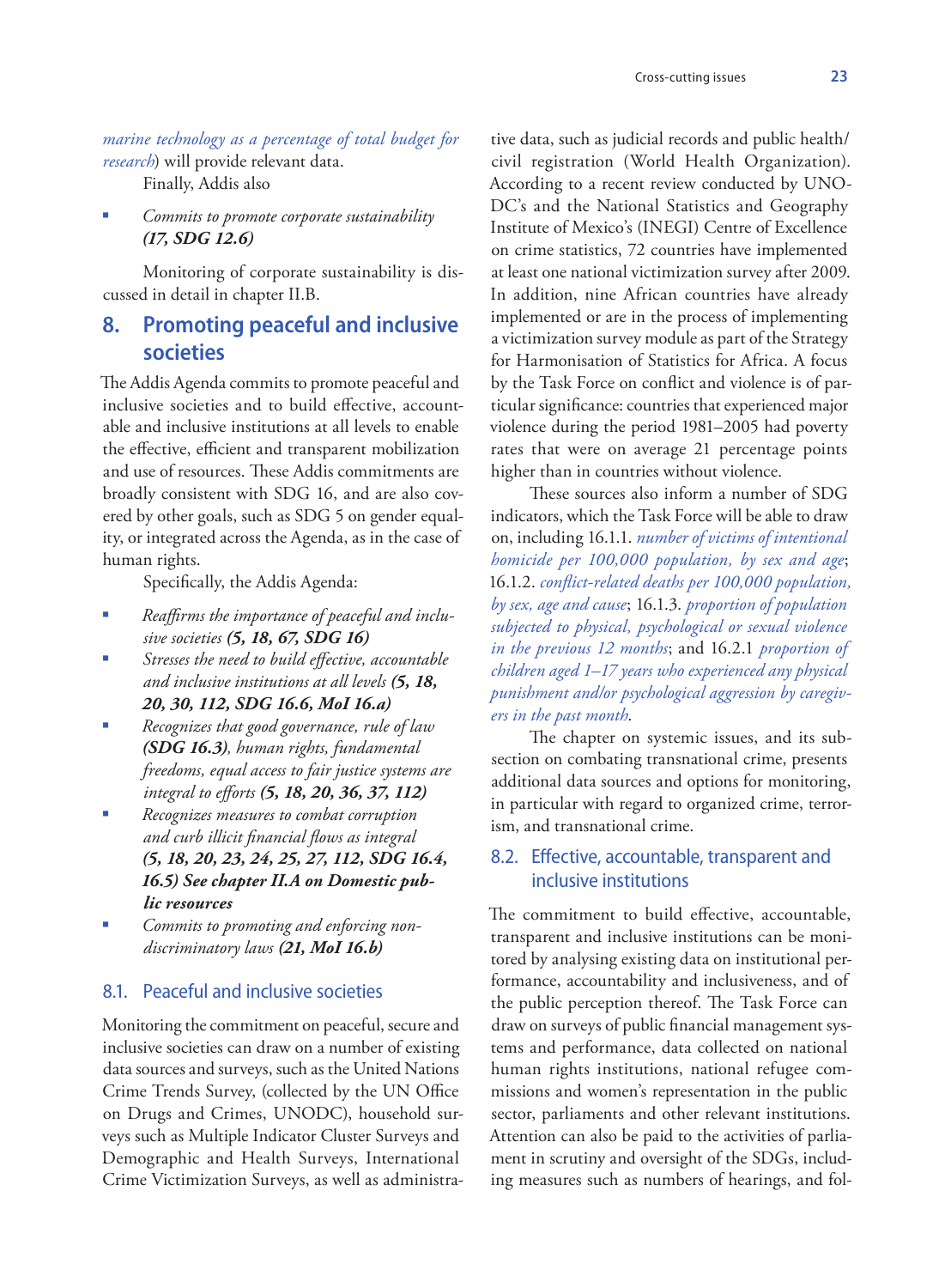*marine technology as a percentage of total budget for research*) will provide relevant data.

Finally, Addis also

- *Commits to promote corporate sustainability* ***(17, SDG 12.6)***

Monitoring of corporate sustainability is discussed in detail in chapter II.B.

## 8. Promoting peaceful and inclusive societies

The Addis Agenda commits to promote peaceful and inclusive societies and to build effective, accountable and inclusive institutions at all levels to enable the effective, efficient and transparent mobilization and use of resources. These Addis commitments are broadly consistent with SDG 16, and are also covered by other goals, such as SDG 5 on gender equality, or integrated across the Agenda, as in the case of human rights.

Specifically, the Addis Agenda:

- *Reaffirms the importance of peaceful and inclusive societies* ***(5, 18, 67, SDG 16)***
- *Stresses the need to build effective, accountable and inclusive institutions at all levels* ***(5, 18, 20, 30, 112, SDG 16.6, MoI 16.a)***
- *Recognizes that good governance, rule of law* ***(SDG 16.3)****, human rights, fundamental freedoms, equal access to fair justice systems are integral to efforts* ***(5, 18, 20, 36, 37, 112)***
- *Recognizes measures to combat corruption and curb illicit financial flows as integral* ***(5, 18, 20, 23, 24, 25, 27, 112, SDG 16.4, 16.5) See chapter II.A on Domestic public resources***
- *Commits to promoting and enforcing non-discriminatory laws* ***(21, MoI 16.b)***

### 8.1. Peaceful and inclusive societies

Monitoring the commitment on peaceful, secure and inclusive societies can draw on a number of existing data sources and surveys, such as the United Nations Crime Trends Survey, (collected by the UN Office on Drugs and Crimes, UNODC), household surveys such as Multiple Indicator Cluster Surveys and Demographic and Health Surveys, International Crime Victimization Surveys, as well as administrative data, such as judicial records and public health/civil registration (World Health Organization). According to a recent review conducted by UNODC's and the National Statistics and Geography Institute of Mexico's (INEGI) Centre of Excellence on crime statistics, 72 countries have implemented at least one national victimization survey after 2009. In addition, nine African countries have already implemented or are in the process of implementing a victimization survey module as part of the Strategy for Harmonisation of Statistics for Africa. A focus by the Task Force on conflict and violence is of particular significance: countries that experienced major violence during the period 1981–2005 had poverty rates that were on average 21 percentage points higher than in countries without violence.

These sources also inform a number of SDG indicators, which the Task Force will be able to draw on, including 16.1.1. *number of victims of intentional homicide per 100,000 population, by sex and age*; 16.1.2. *conflict-related deaths per 100,000 population, by sex, age and cause*; 16.1.3. *proportion of population subjected to physical, psychological or sexual violence in the previous 12 months*; and 16.2.1 *proportion of children aged 1–17 years who experienced any physical punishment and/or psychological aggression by caregivers in the past month*.

The chapter on systemic issues, and its subsection on combating transnational crime, presents additional data sources and options for monitoring, in particular with regard to organized crime, terrorism, and transnational crime.

### 8.2. Effective, accountable, transparent and inclusive institutions

The commitment to build effective, accountable, transparent and inclusive institutions can be monitored by analysing existing data on institutional performance, accountability and inclusiveness, and of the public perception thereof. The Task Force can draw on surveys of public financial management systems and performance, data collected on national human rights institutions, national refugee commissions and women's representation in the public sector, parliaments and other relevant institutions. Attention can also be paid to the activities of parliament in scrutiny and oversight of the SDGs, including measures such as numbers of hearings, and fol-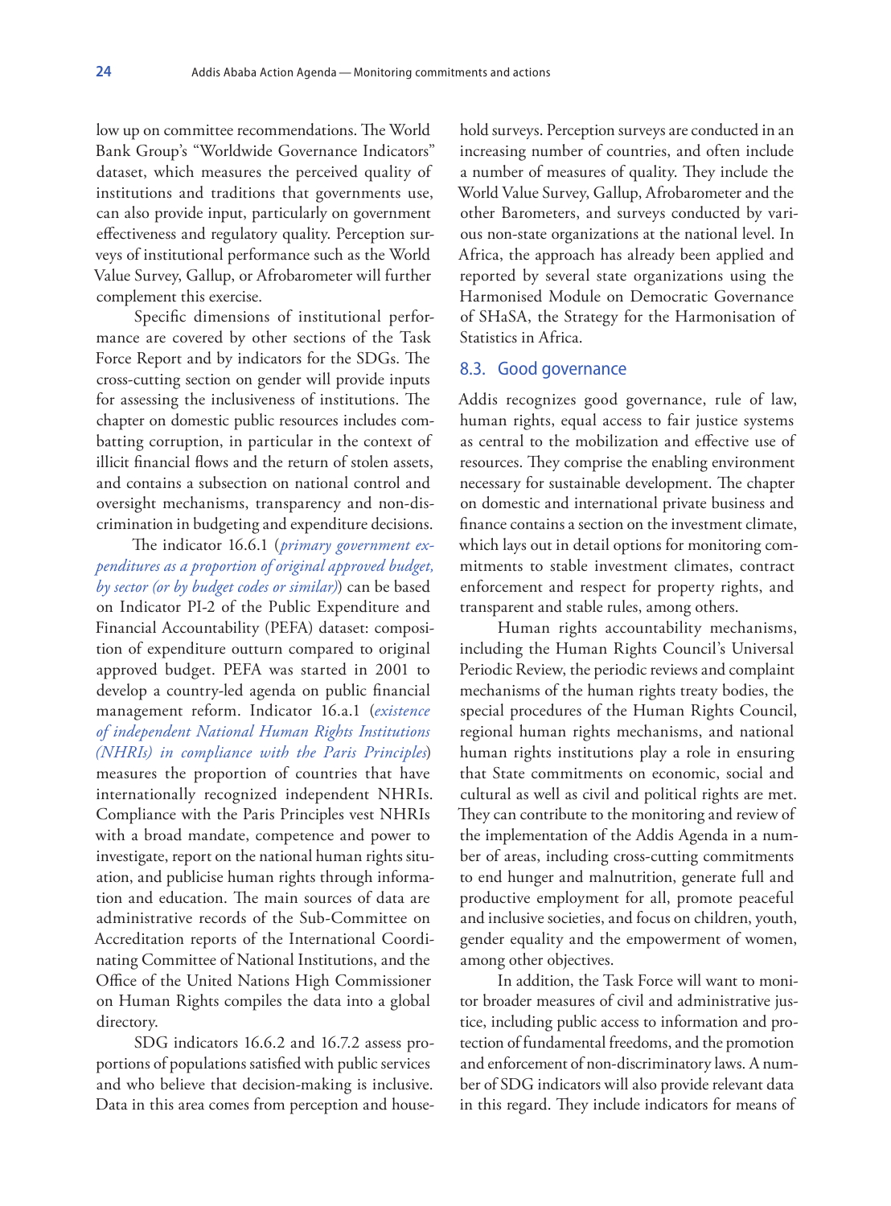low up on committee recommendations. The World Bank Group's "Worldwide Governance Indicators" dataset, which measures the perceived quality of institutions and traditions that governments use, can also provide input, particularly on government effectiveness and regulatory quality. Perception surveys of institutional performance such as the World Value Survey, Gallup, or Afrobarometer will further complement this exercise.

Specific dimensions of institutional performance are covered by other sections of the Task Force Report and by indicators for the SDGs. The cross-cutting section on gender will provide inputs for assessing the inclusiveness of institutions. The chapter on domestic public resources includes combatting corruption, in particular in the context of illicit financial flows and the return of stolen assets, and contains a subsection on national control and oversight mechanisms, transparency and non-discrimination in budgeting and expenditure decisions.

The indicator 16.6.1 (*primary government expenditures as a proportion of original approved budget, by sector (or by budget codes or similar)*) can be based on Indicator PI-2 of the Public Expenditure and Financial Accountability (PEFA) dataset: composition of expenditure outturn compared to original approved budget. PEFA was started in 2001 to develop a country-led agenda on public financial management reform. Indicator 16.a.1 (*existence of independent National Human Rights Institutions (NHRIs) in compliance with the Paris Principles*) measures the proportion of countries that have internationally recognized independent NHRIs. Compliance with the Paris Principles vest NHRIs with a broad mandate, competence and power to investigate, report on the national human rights situation, and publicise human rights through information and education. The main sources of data are administrative records of the Sub-Committee on Accreditation reports of the International Coordinating Committee of National Institutions, and the Office of the United Nations High Commissioner on Human Rights compiles the data into a global directory.

SDG indicators 16.6.2 and 16.7.2 assess proportions of populations satisfied with public services and who believe that decision-making is inclusive. Data in this area comes from perception and household surveys. Perception surveys are conducted in an increasing number of countries, and often include a number of measures of quality. They include the World Value Survey, Gallup, Afrobarometer and the other Barometers, and surveys conducted by various non-state organizations at the national level. In Africa, the approach has already been applied and reported by several state organizations using the Harmonised Module on Democratic Governance of SHaSA, the Strategy for the Harmonisation of Statistics in Africa.

### 8.3. Good governance

Addis recognizes good governance, rule of law, human rights, equal access to fair justice systems as central to the mobilization and effective use of resources. They comprise the enabling environment necessary for sustainable development. The chapter on domestic and international private business and finance contains a section on the investment climate, which lays out in detail options for monitoring commitments to stable investment climates, contract enforcement and respect for property rights, and transparent and stable rules, among others.

Human rights accountability mechanisms, including the Human Rights Council's Universal Periodic Review, the periodic reviews and complaint mechanisms of the human rights treaty bodies, the special procedures of the Human Rights Council, regional human rights mechanisms, and national human rights institutions play a role in ensuring that State commitments on economic, social and cultural as well as civil and political rights are met. They can contribute to the monitoring and review of the implementation of the Addis Agenda in a number of areas, including cross-cutting commitments to end hunger and malnutrition, generate full and productive employment for all, promote peaceful and inclusive societies, and focus on children, youth, gender equality and the empowerment of women, among other objectives.

In addition, the Task Force will want to monitor broader measures of civil and administrative justice, including public access to information and protection of fundamental freedoms, and the promotion and enforcement of non-discriminatory laws. A number of SDG indicators will also provide relevant data in this regard. They include indicators for means of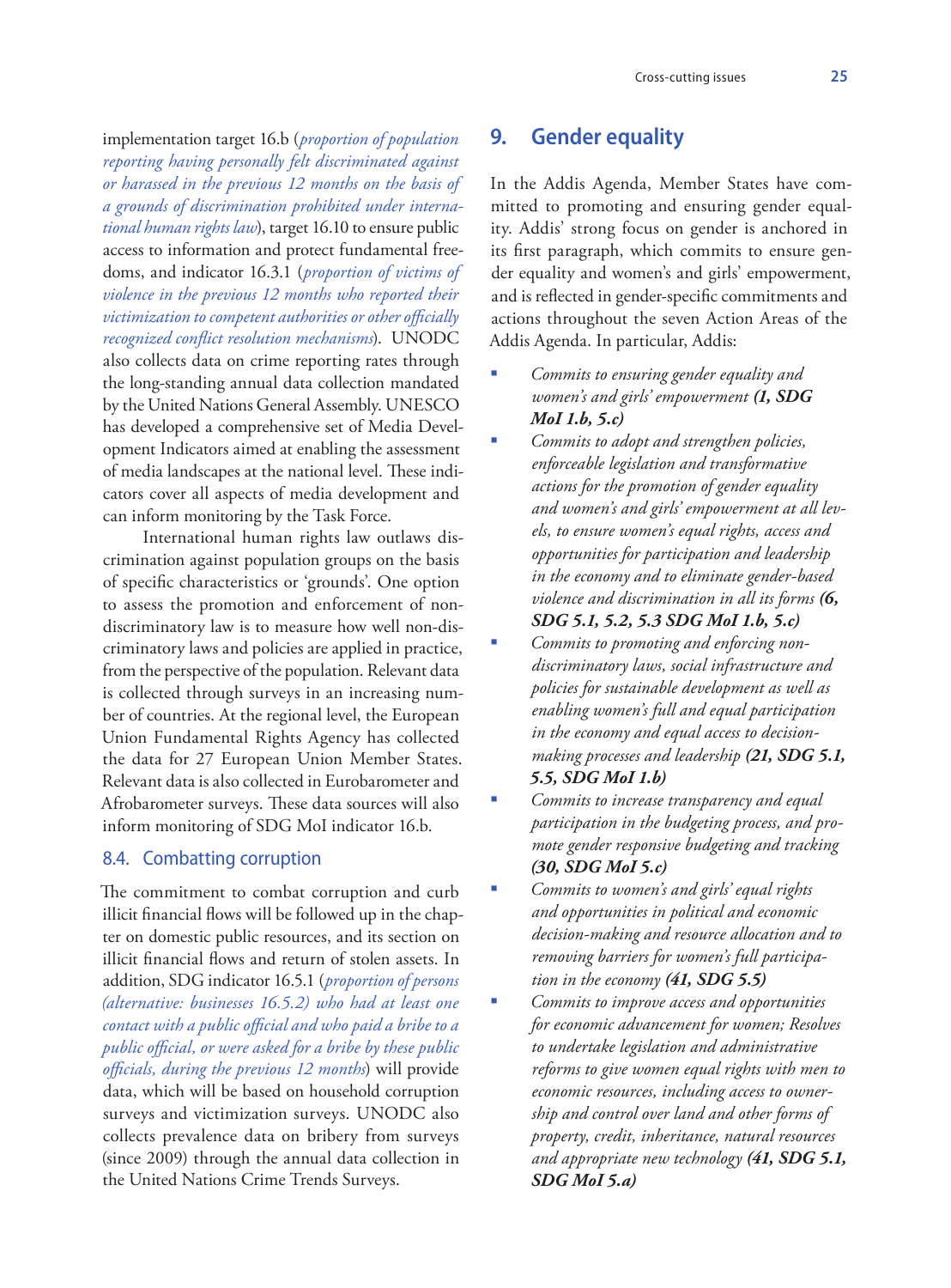implementation target 16.b (*proportion of population reporting having personally felt discriminated against or harassed in the previous 12 months on the basis of a grounds of discrimination prohibited under international human rights law*), target 16.10 to ensure public access to information and protect fundamental freedoms, and indicator 16.3.1 (*proportion of victims of violence in the previous 12 months who reported their victimization to competent authorities or other officially recognized conflict resolution mechanisms*). UNODC also collects data on crime reporting rates through the long-standing annual data collection mandated by the United Nations General Assembly. UNESCO has developed a comprehensive set of Media Development Indicators aimed at enabling the assessment of media landscapes at the national level. These indicators cover all aspects of media development and can inform monitoring by the Task Force.

International human rights law outlaws discrimination against population groups on the basis of specific characteristics or 'grounds'. One option to assess the promotion and enforcement of non-discriminatory law is to measure how well non-discriminatory laws and policies are applied in practice, from the perspective of the population. Relevant data is collected through surveys in an increasing number of countries. At the regional level, the European Union Fundamental Rights Agency has collected the data for 27 European Union Member States. Relevant data is also collected in Eurobarometer and Afrobarometer surveys. These data sources will also inform monitoring of SDG MoI indicator 16.b.

### 8.4. Combatting corruption

The commitment to combat corruption and curb illicit financial flows will be followed up in the chapter on domestic public resources, and its section on illicit financial flows and return of stolen assets. In addition, SDG indicator 16.5.1 (*proportion of persons (alternative: businesses 16.5.2) who had at least one contact with a public official and who paid a bribe to a public official, or were asked for a bribe by these public officials, during the previous 12 months*) will provide data, which will be based on household corruption surveys and victimization surveys. UNODC also collects prevalence data on bribery from surveys (since 2009) through the annual data collection in the United Nations Crime Trends Surveys.

## 9. Gender equality

In the Addis Agenda, Member States have committed to promoting and ensuring gender equality. Addis' strong focus on gender is anchored in its first paragraph, which commits to ensure gender equality and women's and girls' empowerment, and is reflected in gender-specific commitments and actions throughout the seven Action Areas of the Addis Agenda. In particular, Addis:

- *Commits to ensuring gender equality and women's and girls' empowerment* ***(1, SDG MoI 1.b, 5.c)***
- *Commits to adopt and strengthen policies, enforceable legislation and transformative actions for the promotion of gender equality and women's and girls' empowerment at all levels, to ensure women's equal rights, access and opportunities for participation and leadership in the economy and to eliminate gender-based violence and discrimination in all its forms* ***(6, SDG 5.1, 5.2, 5.3 SDG MoI 1.b, 5.c)***
- *Commits to promoting and enforcing non-discriminatory laws, social infrastructure and policies for sustainable development as well as enabling women's full and equal participation in the economy and equal access to decision-making processes and leadership* ***(21, SDG 5.1, 5.5, SDG MoI 1.b)***
- *Commits to increase transparency and equal participation in the budgeting process, and promote gender responsive budgeting and tracking* ***(30, SDG MoI 5.c)***
- *Commits to women's and girls' equal rights and opportunities in political and economic decision-making and resource allocation and to removing barriers for women's full participation in the economy* ***(41, SDG 5.5)***
- *Commits to improve access and opportunities for economic advancement for women; Resolves to undertake legislation and administrative reforms to give women equal rights with men to economic resources, including access to ownership and control over land and other forms of property, credit, inheritance, natural resources and appropriate new technology* ***(41, SDG 5.1, SDG MoI 5.a)***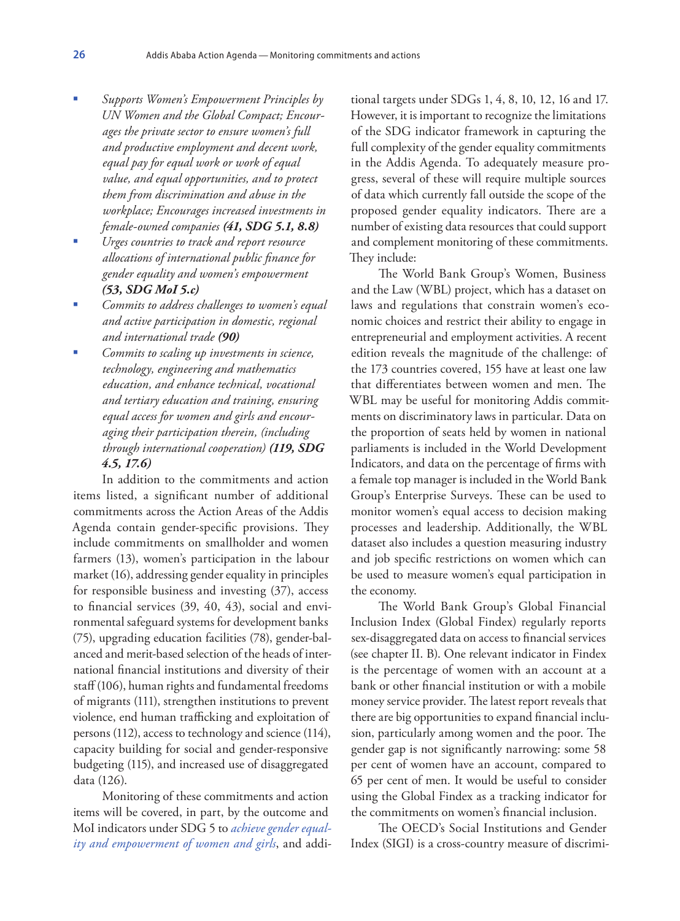- *Supports Women's Empowerment Principles by UN Women and the Global Compact; Encourages the private sector to ensure women's full and productive employment and decent work, equal pay for equal work or work of equal value, and equal opportunities, and to protect them from discrimination and abuse in the workplace; Encourages increased investments in female-owned companies* ***(41, SDG 5.1, 8.8)***
- *Urges countries to track and report resource allocations of international public finance for gender equality and women's empowerment* ***(53, SDG MoI 5.c)***
- *Commits to address challenges to women's equal and active participation in domestic, regional and international trade* ***(90)***
- *Commits to scaling up investments in science, technology, engineering and mathematics education, and enhance technical, vocational and tertiary education and training, ensuring equal access for women and girls and encouraging their participation therein, (including through international cooperation)* ***(119, SDG 4.5, 17.6)***

In addition to the commitments and action items listed, a significant number of additional commitments across the Action Areas of the Addis Agenda contain gender-specific provisions. They include commitments on smallholder and women farmers (13), women's participation in the labour market (16), addressing gender equality in principles for responsible business and investing (37), access to financial services (39, 40, 43), social and environmental safeguard systems for development banks (75), upgrading education facilities (78), gender-balanced and merit-based selection of the heads of international financial institutions and diversity of their staff (106), human rights and fundamental freedoms of migrants (111), strengthen institutions to prevent violence, end human trafficking and exploitation of persons (112), access to technology and science (114), capacity building for social and gender-responsive budgeting (115), and increased use of disaggregated data (126).

Monitoring of these commitments and action items will be covered, in part, by the outcome and MoI indicators under SDG 5 to *achieve gender equality and empowerment of women and girls*, and additional targets under SDGs 1, 4, 8, 10, 12, 16 and 17. However, it is important to recognize the limitations of the SDG indicator framework in capturing the full complexity of the gender equality commitments in the Addis Agenda. To adequately measure progress, several of these will require multiple sources of data which currently fall outside the scope of the proposed gender equality indicators. There are a number of existing data resources that could support and complement monitoring of these commitments. They include:

The World Bank Group's Women, Business and the Law (WBL) project, which has a dataset on laws and regulations that constrain women's economic choices and restrict their ability to engage in entrepreneurial and employment activities. A recent edition reveals the magnitude of the challenge: of the 173 countries covered, 155 have at least one law that differentiates between women and men. The WBL may be useful for monitoring Addis commitments on discriminatory laws in particular. Data on the proportion of seats held by women in national parliaments is included in the World Development Indicators, and data on the percentage of firms with a female top manager is included in the World Bank Group's Enterprise Surveys. These can be used to monitor women's equal access to decision making processes and leadership. Additionally, the WBL dataset also includes a question measuring industry and job specific restrictions on women which can be used to measure women's equal participation in the economy.

The World Bank Group's Global Financial Inclusion Index (Global Findex) regularly reports sex-disaggregated data on access to financial services (see chapter II. B). One relevant indicator in Findex is the percentage of women with an account at a bank or other financial institution or with a mobile money service provider. The latest report reveals that there are big opportunities to expand financial inclusion, particularly among women and the poor. The gender gap is not significantly narrowing: some 58 per cent of women have an account, compared to 65 per cent of men. It would be useful to consider using the Global Findex as a tracking indicator for the commitments on women's financial inclusion.

The OECD's Social Institutions and Gender Index (SIGI) is a cross-country measure of discrimi-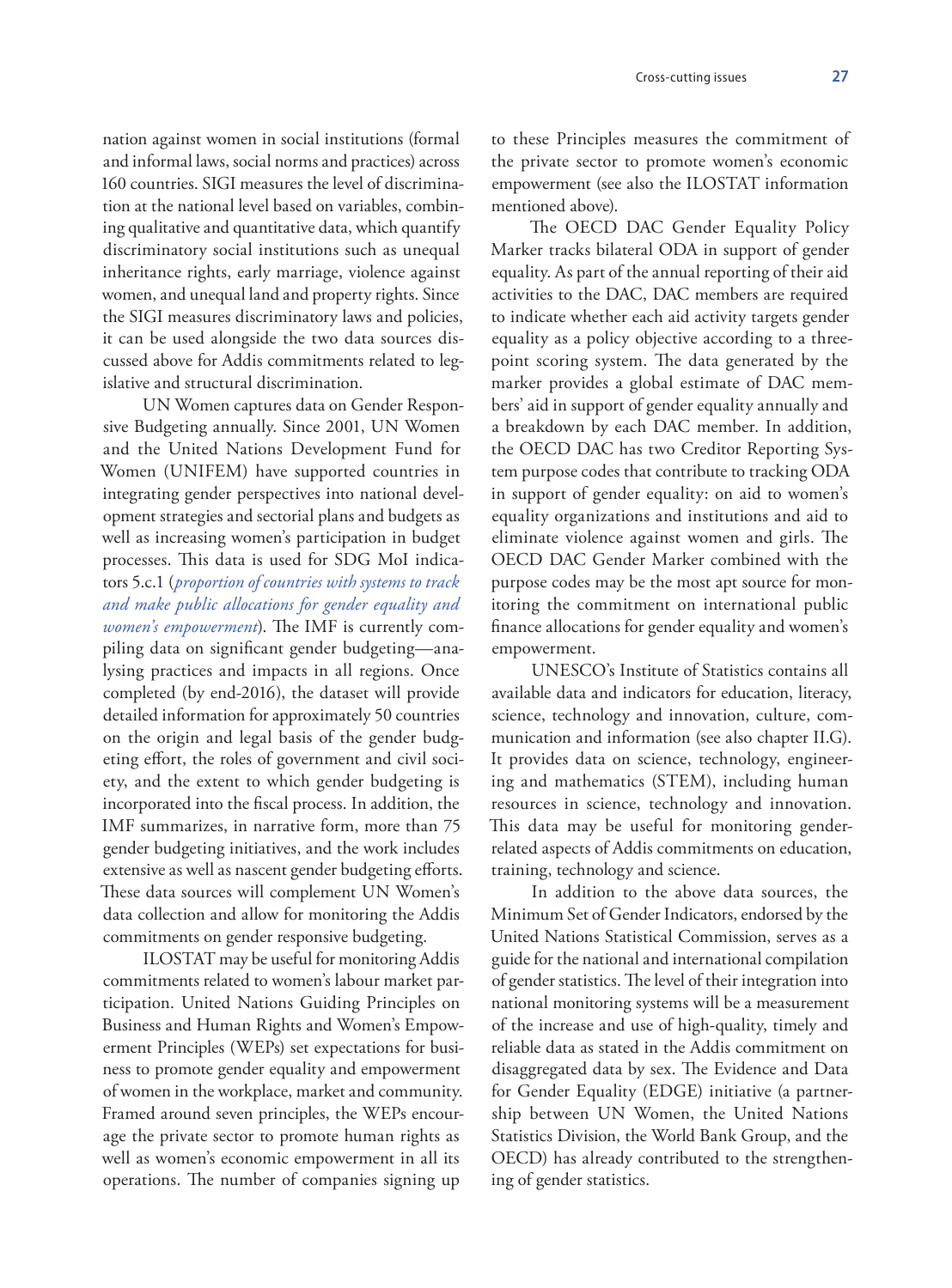nation against women in social institutions (formal and informal laws, social norms and practices) across 160 countries. SIGI measures the level of discrimination at the national level based on variables, combining qualitative and quantitative data, which quantify discriminatory social institutions such as unequal inheritance rights, early marriage, violence against women, and unequal land and property rights. Since the SIGI measures discriminatory laws and policies, it can be used alongside the two data sources discussed above for Addis commitments related to legislative and structural discrimination.

UN Women captures data on Gender Responsive Budgeting annually. Since 2001, UN Women and the United Nations Development Fund for Women (UNIFEM) have supported countries in integrating gender perspectives into national development strategies and sectorial plans and budgets as well as increasing women's participation in budget processes. This data is used for SDG MoI indicators 5.c.1 (*proportion of countries with systems to track and make public allocations for gender equality and women's empowerment*). The IMF is currently compiling data on significant gender budgeting—analysing practices and impacts in all regions. Once completed (by end-2016), the dataset will provide detailed information for approximately 50 countries on the origin and legal basis of the gender budgeting effort, the roles of government and civil society, and the extent to which gender budgeting is incorporated into the fiscal process. In addition, the IMF summarizes, in narrative form, more than 75 gender budgeting initiatives, and the work includes extensive as well as nascent gender budgeting efforts. These data sources will complement UN Women's data collection and allow for monitoring the Addis commitments on gender responsive budgeting.

ILOSTAT may be useful for monitoring Addis commitments related to women's labour market participation. United Nations Guiding Principles on Business and Human Rights and Women's Empowerment Principles (WEPs) set expectations for business to promote gender equality and empowerment of women in the workplace, market and community. Framed around seven principles, the WEPs encourage the private sector to promote human rights as well as women's economic empowerment in all its operations. The number of companies signing up to these Principles measures the commitment of the private sector to promote women's economic empowerment (see also the ILOSTAT information mentioned above).

The OECD DAC Gender Equality Policy Marker tracks bilateral ODA in support of gender equality. As part of the annual reporting of their aid activities to the DAC, DAC members are required to indicate whether each aid activity targets gender equality as a policy objective according to a three-point scoring system. The data generated by the marker provides a global estimate of DAC members' aid in support of gender equality annually and a breakdown by each DAC member. In addition, the OECD DAC has two Creditor Reporting System purpose codes that contribute to tracking ODA in support of gender equality: on aid to women's equality organizations and institutions and aid to eliminate violence against women and girls. The OECD DAC Gender Marker combined with the purpose codes may be the most apt source for monitoring the commitment on international public finance allocations for gender equality and women's empowerment.

UNESCO's Institute of Statistics contains all available data and indicators for education, literacy, science, technology and innovation, culture, communication and information (see also chapter II.G). It provides data on science, technology, engineering and mathematics (STEM), including human resources in science, technology and innovation. This data may be useful for monitoring gender-related aspects of Addis commitments on education, training, technology and science.

In addition to the above data sources, the Minimum Set of Gender Indicators, endorsed by the United Nations Statistical Commission, serves as a guide for the national and international compilation of gender statistics. The level of their integration into national monitoring systems will be a measurement of the increase and use of high-quality, timely and reliable data as stated in the Addis commitment on disaggregated data by sex. The Evidence and Data for Gender Equality (EDGE) initiative (a partnership between UN Women, the United Nations Statistics Division, the World Bank Group, and the OECD) has already contributed to the strengthening of gender statistics.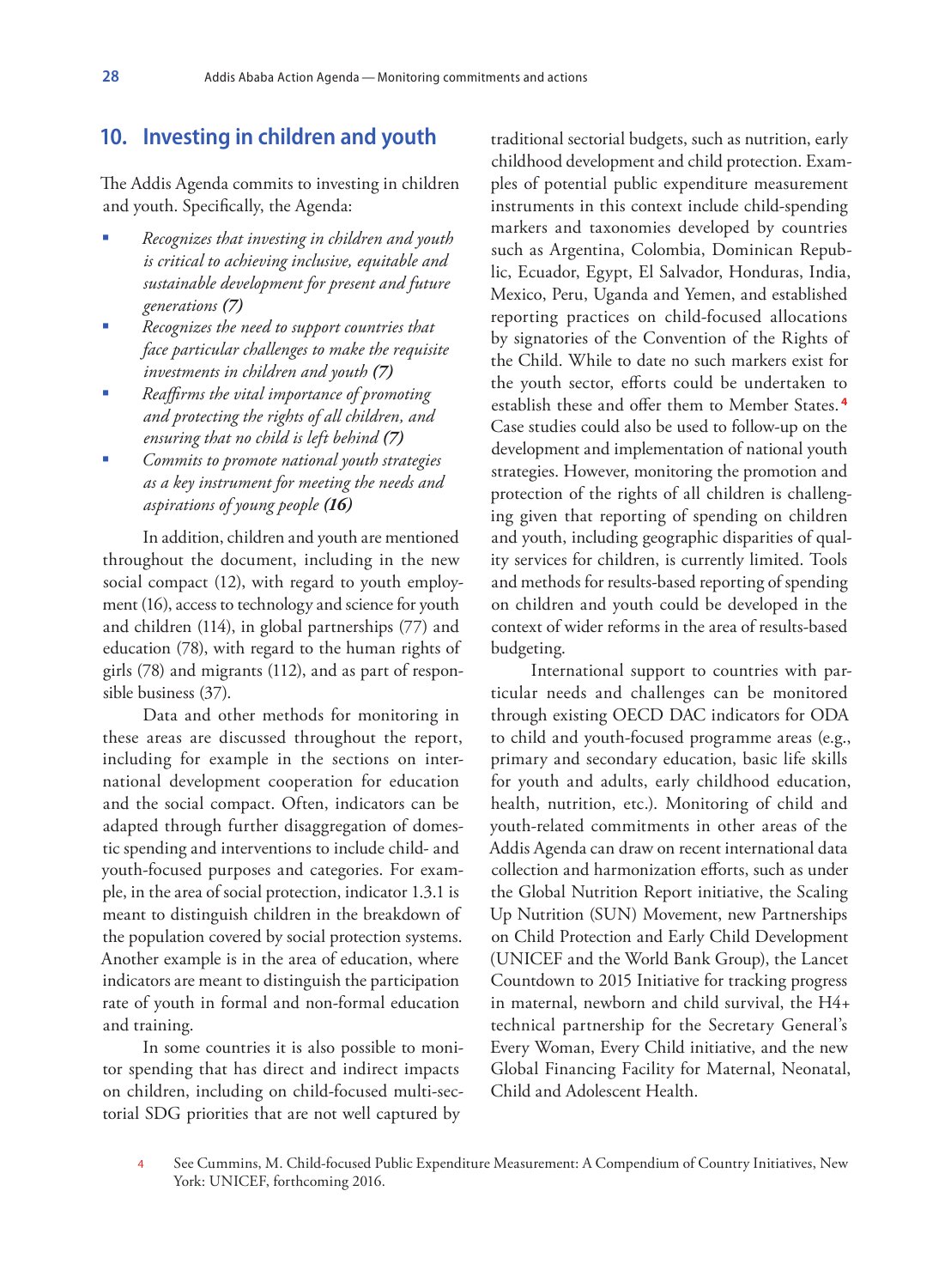## 10. Investing in children and youth

The Addis Agenda commits to investing in children and youth. Specifically, the Agenda:

- *Recognizes that investing in children and youth is critical to achieving inclusive, equitable and sustainable development for present and future generations* ***(7)***
- *Recognizes the need to support countries that face particular challenges to make the requisite investments in children and youth* ***(7)***
- *Reaffirms the vital importance of promoting and protecting the rights of all children, and ensuring that no child is left behind* ***(7)***
- *Commits to promote national youth strategies as a key instrument for meeting the needs and aspirations of young people* ***(16)***

In addition, children and youth are mentioned throughout the document, including in the new social compact (12), with regard to youth employment (16), access to technology and science for youth and children (114), in global partnerships (77) and education (78), with regard to the human rights of girls (78) and migrants (112), and as part of responsible business (37).

Data and other methods for monitoring in these areas are discussed throughout the report, including for example in the sections on international development cooperation for education and the social compact. Often, indicators can be adapted through further disaggregation of domestic spending and interventions to include child- and youth-focused purposes and categories. For example, in the area of social protection, indicator 1.3.1 is meant to distinguish children in the breakdown of the population covered by social protection systems. Another example is in the area of education, where indicators are meant to distinguish the participation rate of youth in formal and non-formal education and training.

In some countries it is also possible to monitor spending that has direct and indirect impacts on children, including on child-focused multi-sectorial SDG priorities that are not well captured by traditional sectorial budgets, such as nutrition, early childhood development and child protection. Examples of potential public expenditure measurement instruments in this context include child-spending markers and taxonomies developed by countries such as Argentina, Colombia, Dominican Republic, Ecuador, Egypt, El Salvador, Honduras, India, Mexico, Peru, Uganda and Yemen, and established reporting practices on child-focused allocations by signatories of the Convention of the Rights of the Child. While to date no such markers exist for the youth sector, efforts could be undertaken to establish these and offer them to Member States.[4] Case studies could also be used to follow-up on the development and implementation of national youth strategies. However, monitoring the promotion and protection of the rights of all children is challenging given that reporting of spending on children and youth, including geographic disparities of quality services for children, is currently limited. Tools and methods for results-based reporting of spending on children and youth could be developed in the context of wider reforms in the area of results-based budgeting.

International support to countries with particular needs and challenges can be monitored through existing OECD DAC indicators for ODA to child and youth-focused programme areas (e.g., primary and secondary education, basic life skills for youth and adults, early childhood education, health, nutrition, etc.). Monitoring of child and youth-related commitments in other areas of the Addis Agenda can draw on recent international data collection and harmonization efforts, such as under the Global Nutrition Report initiative, the Scaling Up Nutrition (SUN) Movement, new Partnerships on Child Protection and Early Child Development (UNICEF and the World Bank Group), the Lancet Countdown to 2015 Initiative for tracking progress in maternal, newborn and child survival, the H4+ technical partnership for the Secretary General's Every Woman, Every Child initiative, and the new Global Financing Facility for Maternal, Neonatal, Child and Adolescent Health.

4 See Cummins, M. Child-focused Public Expenditure Measurement: A Compendium of Country Initiatives, New York: UNICEF, forthcoming 2016.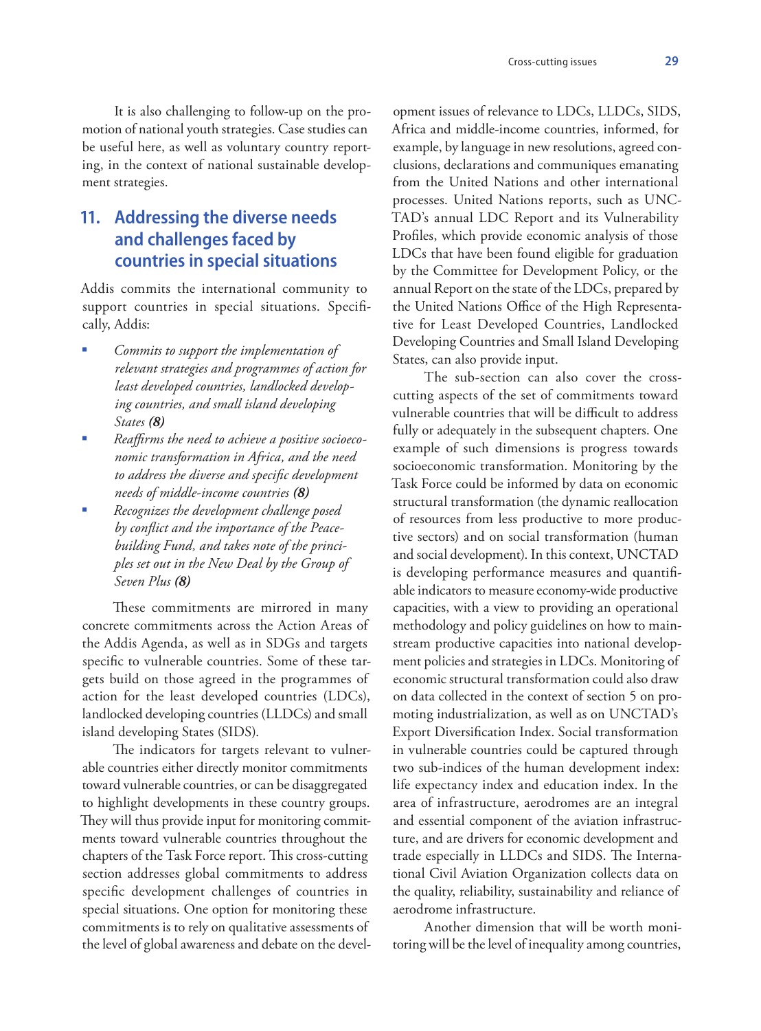It is also challenging to follow-up on the promotion of national youth strategies. Case studies can be useful here, as well as voluntary country reporting, in the context of national sustainable development strategies.

## 11. Addressing the diverse needs and challenges faced by countries in special situations

Addis commits the international community to support countries in special situations. Specifically, Addis:

- *Commits to support the implementation of relevant strategies and programmes of action for least developed countries, landlocked developing countries, and small island developing States **(8)***
- *Reaffirms the need to achieve a positive socioeconomic transformation in Africa, and the need to address the diverse and specific development needs of middle-income countries **(8)***
- *Recognizes the development challenge posed by conflict and the importance of the Peacebuilding Fund, and takes note of the principles set out in the New Deal by the Group of Seven Plus **(8)***

These commitments are mirrored in many concrete commitments across the Action Areas of the Addis Agenda, as well as in SDGs and targets specific to vulnerable countries. Some of these targets build on those agreed in the programmes of action for the least developed countries (LDCs), landlocked developing countries (LLDCs) and small island developing States (SIDS).

The indicators for targets relevant to vulnerable countries either directly monitor commitments toward vulnerable countries, or can be disaggregated to highlight developments in these country groups. They will thus provide input for monitoring commitments toward vulnerable countries throughout the chapters of the Task Force report. This cross-cutting section addresses global commitments to address specific development challenges of countries in special situations. One option for monitoring these commitments is to rely on qualitative assessments of the level of global awareness and debate on the development issues of relevance to LDCs, LLDCs, SIDS, Africa and middle-income countries, informed, for example, by language in new resolutions, agreed conclusions, declarations and communiques emanating from the United Nations and other international processes. United Nations reports, such as UNCTAD's annual LDC Report and its Vulnerability Profiles, which provide economic analysis of those LDCs that have been found eligible for graduation by the Committee for Development Policy, or the annual Report on the state of the LDCs, prepared by the United Nations Office of the High Representative for Least Developed Countries, Landlocked Developing Countries and Small Island Developing States, can also provide input.

The sub-section can also cover the cross-cutting aspects of the set of commitments toward vulnerable countries that will be difficult to address fully or adequately in the subsequent chapters. One example of such dimensions is progress towards socioeconomic transformation. Monitoring by the Task Force could be informed by data on economic structural transformation (the dynamic reallocation of resources from less productive to more productive sectors) and on social transformation (human and social development). In this context, UNCTAD is developing performance measures and quantifiable indicators to measure economy-wide productive capacities, with a view to providing an operational methodology and policy guidelines on how to mainstream productive capacities into national development policies and strategies in LDCs. Monitoring of economic structural transformation could also draw on data collected in the context of section 5 on promoting industrialization, as well as on UNCTAD's Export Diversification Index. Social transformation in vulnerable countries could be captured through two sub-indices of the human development index: life expectancy index and education index. In the area of infrastructure, aerodromes are an integral and essential component of the aviation infrastructure, and are drivers for economic development and trade especially in LLDCs and SIDS. The International Civil Aviation Organization collects data on the quality, reliability, sustainability and reliance of aerodrome infrastructure.

Another dimension that will be worth monitoring will be the level of inequality among countries,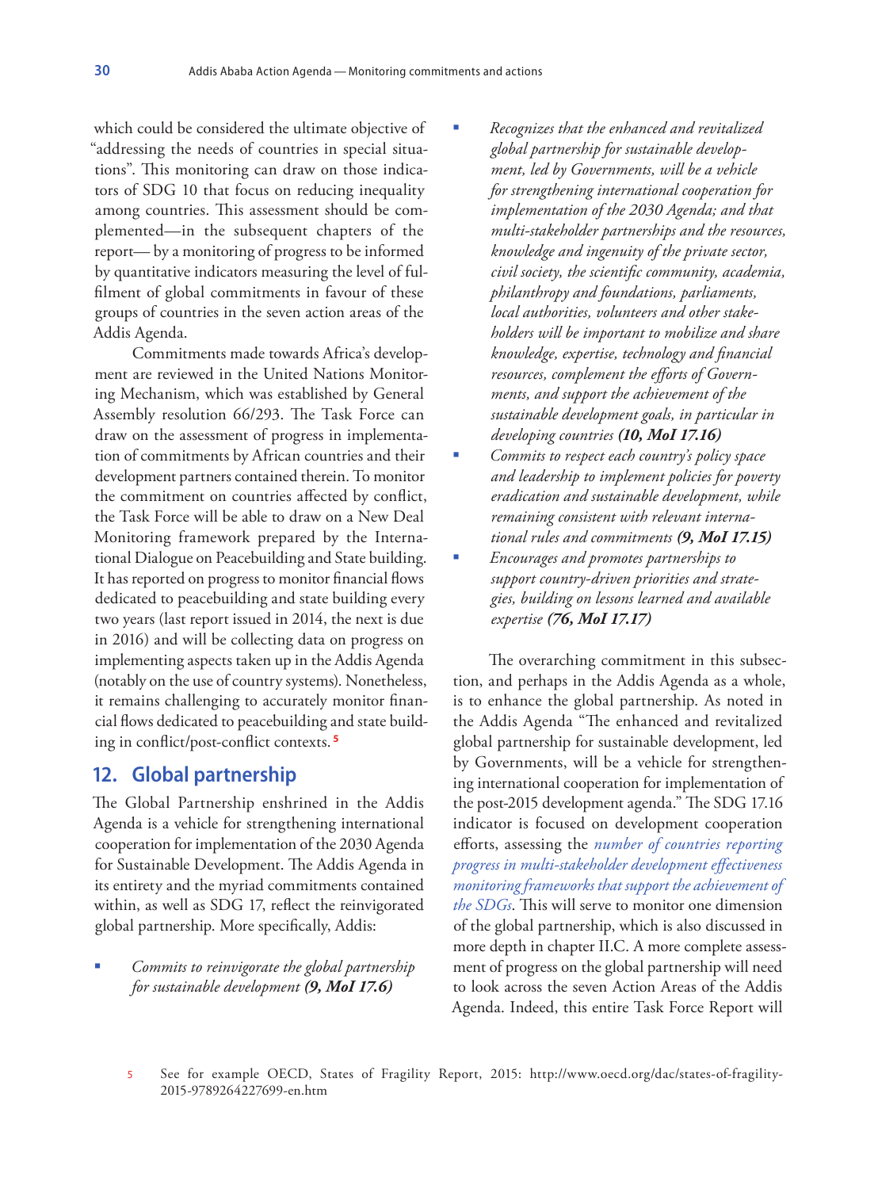which could be considered the ultimate objective of "addressing the needs of countries in special situations". This monitoring can draw on those indicators of SDG 10 that focus on reducing inequality among countries. This assessment should be complemented—in the subsequent chapters of the report— by a monitoring of progress to be informed by quantitative indicators measuring the level of fulfilment of global commitments in favour of these groups of countries in the seven action areas of the Addis Agenda.

Commitments made towards Africa's development are reviewed in the United Nations Monitoring Mechanism, which was established by General Assembly resolution 66/293. The Task Force can draw on the assessment of progress in implementation of commitments by African countries and their development partners contained therein. To monitor the commitment on countries affected by conflict, the Task Force will be able to draw on a New Deal Monitoring framework prepared by the International Dialogue on Peacebuilding and State building. It has reported on progress to monitor financial flows dedicated to peacebuilding and state building every two years (last report issued in 2014, the next is due in 2016) and will be collecting data on progress on implementing aspects taken up in the Addis Agenda (notably on the use of country systems). Nonetheless, it remains challenging to accurately monitor financial flows dedicated to peacebuilding and state building in conflict/post-conflict contexts.[5]

## 12. Global partnership

The Global Partnership enshrined in the Addis Agenda is a vehicle for strengthening international cooperation for implementation of the 2030 Agenda for Sustainable Development. The Addis Agenda in its entirety and the myriad commitments contained within, as well as SDG 17, reflect the reinvigorated global partnership. More specifically, Addis:

- *Commits to reinvigorate the global partnership for sustainable development* ***(9, MoI 17.6)***
- *Recognizes that the enhanced and revitalized global partnership for sustainable development, led by Governments, will be a vehicle for strengthening international cooperation for implementation of the 2030 Agenda; and that multi-stakeholder partnerships and the resources, knowledge and ingenuity of the private sector, civil society, the scientific community, academia, philanthropy and foundations, parliaments, local authorities, volunteers and other stakeholders will be important to mobilize and share knowledge, expertise, technology and financial resources, complement the efforts of Governments, and support the achievement of the sustainable development goals, in particular in developing countries* ***(10, MoI 17.16)***
- *Commits to respect each country's policy space and leadership to implement policies for poverty eradication and sustainable development, while remaining consistent with relevant international rules and commitments* ***(9, MoI 17.15)***
- *Encourages and promotes partnerships to support country-driven priorities and strategies, building on lessons learned and available expertise* ***(76, MoI 17.17)***

The overarching commitment in this subsection, and perhaps in the Addis Agenda as a whole, is to enhance the global partnership. As noted in the Addis Agenda "The enhanced and revitalized global partnership for sustainable development, led by Governments, will be a vehicle for strengthening international cooperation for implementation of the post-2015 development agenda." The SDG 17.16 indicator is focused on development cooperation efforts, assessing the *number of countries reporting progress in multi-stakeholder development effectiveness monitoring frameworks that support the achievement of the SDGs*. This will serve to monitor one dimension of the global partnership, which is also discussed in more depth in chapter II.C. A more complete assessment of progress on the global partnership will need to look across the seven Action Areas of the Addis Agenda. Indeed, this entire Task Force Report will

5 See for example OECD, States of Fragility Report, 2015: http://www.oecd.org/dac/states-of-fragility-2015-9789264227699-en.htm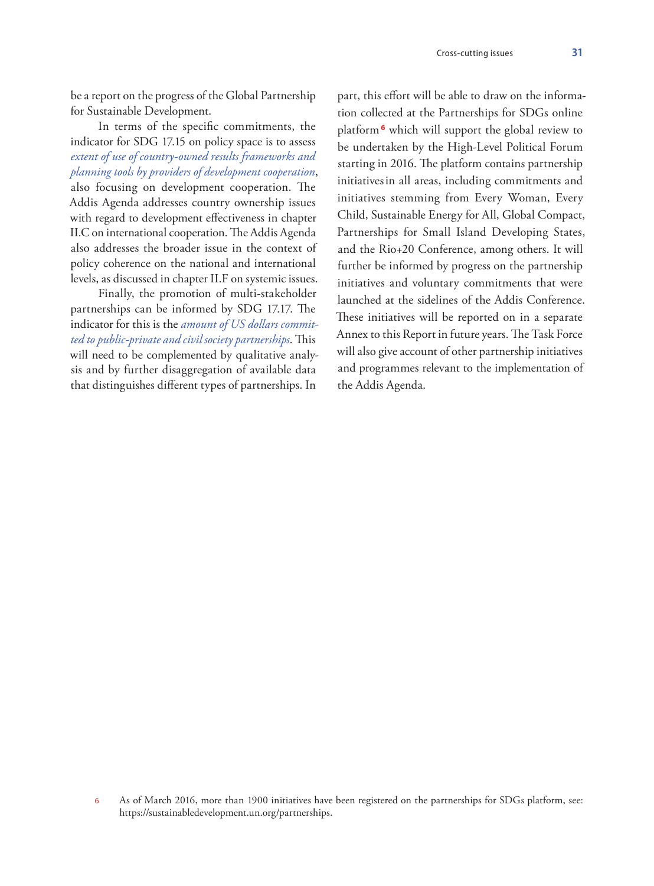be a report on the progress of the Global Partnership for Sustainable Development.

In terms of the specific commitments, the indicator for SDG 17.15 on policy space is to assess *extent of use of country-owned results frameworks and planning tools by providers of development cooperation*, also focusing on development cooperation. The Addis Agenda addresses country ownership issues with regard to development effectiveness in chapter II.C on international cooperation. The Addis Agenda also addresses the broader issue in the context of policy coherence on the national and international levels, as discussed in chapter II.F on systemic issues.

Finally, the promotion of multi-stakeholder partnerships can be informed by SDG 17.17. The indicator for this is the *amount of US dollars committed to public-private and civil society partnerships*. This will need to be complemented by qualitative analysis and by further disaggregation of available data that distinguishes different types of partnerships. In part, this effort will be able to draw on the information collected at the Partnerships for SDGs online platform[6] which will support the global review to be undertaken by the High-Level Political Forum starting in 2016. The platform contains partnership initiatives in all areas, including commitments and initiatives stemming from Every Woman, Every Child, Sustainable Energy for All, Global Compact, Partnerships for Small Island Developing States, and the Rio+20 Conference, among others. It will further be informed by progress on the partnership initiatives and voluntary commitments that were launched at the sidelines of the Addis Conference. These initiatives will be reported on in a separate Annex to this Report in future years. The Task Force will also give account of other partnership initiatives and programmes relevant to the implementation of the Addis Agenda.

6 As of March 2016, more than 1900 initiatives have been registered on the partnerships for SDGs platform, see: https://sustainabledevelopment.un.org/partnerships.